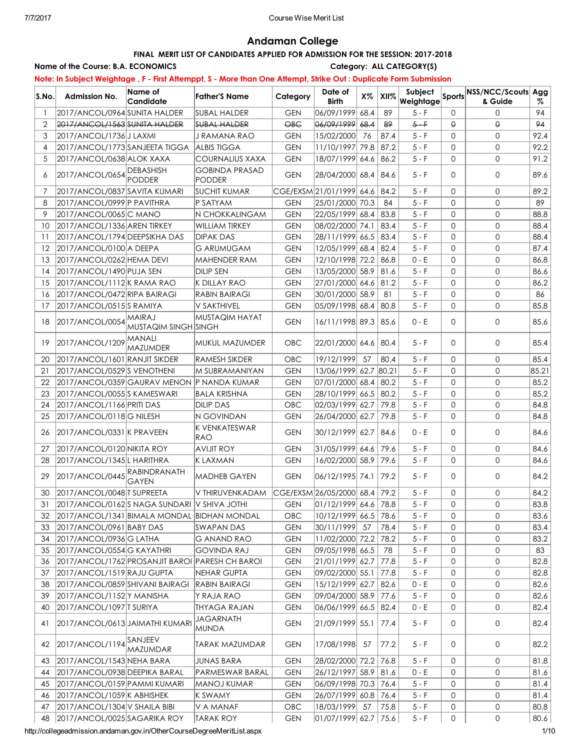# Andaman College

**FINAL MERIT LIST OF CANDIDATES APPLIED FOR ADMISSION FOR THE SESSION: 2017-2018**

**Name of the Course: B.A. ECONOMICS** **Category: ALL CATEGORY(S)**

**Note: In Subject Weightage , F - First Attemppt, S - More than One Attempt, Strike Out : Duplicate Form Submission**

| S.No. | Admission No. | Name of Candidate | Father'S Name | Category | Date of Birth | X% | XII% | Subject Weightage | Sports | NSS/NCC/Scouts & Guide | Agg % |
|---|---|---|---|---|---|---|---|---|---|---|---|
| 1 | 2017/ANCOL/0964 | SUNITA HALDER | SUBAL HALDER | GEN | 06/09/1999 | 68.4 | 89 | 5 - F | 0 | 0 | 94 |
| 2 | ~~2017/ANCOL/1563~~ | ~~SUNITA HALDER~~ | ~~SUBAL HALDER~~ | ~~OBC~~ | ~~06/09/1999~~ | ~~68.4~~ | ~~89~~ | ~~5 - F~~ | ~~0~~ | ~~0~~ | ~~94~~ |
| 3 | 2017/ANCOL/1736 | J LAXMI | J RAMANA RAO | GEN | 15/02/2000 | 76 | 87.4 | 5 - F | 0 | 0 | 92.4 |
| 4 | 2017/ANCOL/1773 | SANJEETA TIGGA | ALBIS TIGGA | GEN | 11/10/1997 | 79.8 | 87.2 | 5 - F | 0 | 0 | 92.2 |
| 5 | 2017/ANCOL/0638 | ALOK XAXA | COURNALIUS XAXA | GEN | 18/07/1999 | 64.6 | 86.2 | 5 - F | 0 | 0 | 91.2 |
| 6 | 2017/ANCOL/0654 | DEBASHISH PODDER | GOBINDA PRASAD PODDER | GEN | 28/04/2000 | 68.4 | 84.6 | 5 - F | 0 | 0 | 89.6 |
| 7 | 2017/ANCOL/0837 | SAVITA KUMARI | SUCHIT KUMAR | CGE/EXSM | 21/01/1999 | 64.6 | 84.2 | 5 - F | 0 | 0 | 89.2 |
| 8 | 2017/ANCOL/0999 | P PAVITHRA | P SATYAM | GEN | 25/01/2000 | 70.3 | 84 | 5 - F | 0 | 0 | 89 |
| 9 | 2017/ANCOL/0065 | C MANO | N CHOKKALINGAM | GEN | 22/05/1999 | 68.4 | 83.8 | 5 - F | 0 | 0 | 88.8 |
| 10 | 2017/ANCOL/1336 | AREN TIRKEY | WILLIAM TIRKEY | GEN | 08/02/2000 | 74.1 | 83.4 | 5 - F | 0 | 0 | 88.4 |
| 11 | 2017/ANCOL/1794 | DEEPSIKHA DAS | DIPAK DAS | GEN | 28/11/1999 | 66.5 | 83.4 | 5 - F | 0 | 0 | 88.4 |
| 12 | 2017/ANCOL/0100 | A DEEPA | G ARUMUGAM | GEN | 12/05/1999 | 68.4 | 82.4 | 5 - F | 0 | 0 | 87.4 |
| 13 | 2017/ANCOL/0262 | HEMA DEVI | MAHENDER RAM | GEN | 12/10/1998 | 72.2 | 86.8 | 0 - E | 0 | 0 | 86.8 |
| 14 | 2017/ANCOL/1490 | PUJA SEN | DILIP SEN | GEN | 13/05/2000 | 58.9 | 81.6 | 5 - F | 0 | 0 | 86.6 |
| 15 | 2017/ANCOL/1112 | K RAMA RAO | K DILLAY RAO | GEN | 27/01/2000 | 64.6 | 81.2 | 5 - F | 0 | 0 | 86.2 |
| 16 | 2017/ANCOL/0472 | RIPA BAIRAGI | RABIN BAIRAGI | GEN | 30/01/2000 | 58.9 | 81 | 5 - F | 0 | 0 | 86 |
| 17 | 2017/ANCOL/0515 | S RAMIYA | V SAKTHIVEL | GEN | 05/09/1998 | 68.4 | 80.8 | 5 - F | 0 | 0 | 85.8 |
| 18 | 2017/ANCOL/0054 | MAIRAJ MUSTAQIM SINGH | MUSTAQIM HAYAT SINGH | GEN | 16/11/1998 | 89.3 | 85.6 | 0 - E | 0 | 0 | 85.6 |
| 19 | 2017/ANCOL/1209 | MANALI MAZUMDER | MUKUL MAZUMDER | OBC | 22/01/2000 | 64.6 | 80.4 | 5 - F | 0 | 0 | 85.4 |
| 20 | 2017/ANCOL/1601 | RANJIT SIKDER | RAMESH SIKDER | OBC | 19/12/1999 | 57 | 80.4 | 5 - F | 0 | 0 | 85.4 |
| 21 | 2017/ANCOL/0529 | S VENOTHENI | M SUBRAMANIYAN | GEN | 13/06/1999 | 62.7 | 80.21 | 5 - F | 0 | 0 | 85.21 |
| 22 | 2017/ANCOL/0359 | GAURAV MENON | P NANDA KUMAR | GEN | 07/01/2000 | 68.4 | 80.2 | 5 - F | 0 | 0 | 85.2 |
| 23 | 2017/ANCOL/0055 | S KAMESWARI | BALA KRISHNA | GEN | 28/10/1999 | 66.5 | 80.2 | 5 - F | 0 | 0 | 85.2 |
| 24 | 2017/ANCOL/1166 | PRITI DAS | DILIP DAS | OBC | 02/03/1999 | 62.7 | 79.8 | 5 - F | 0 | 0 | 84.8 |
| 25 | 2017/ANCOL/0118 | G NILESH | N GOVINDAN | GEN | 26/04/2000 | 62.7 | 79.8 | 5 - F | 0 | 0 | 84.8 |
| 26 | 2017/ANCOL/0331 | K PRAVEEN | K VENKATESWAR RAO | GEN | 30/12/1999 | 62.7 | 84.6 | 0 - E | 0 | 0 | 84.6 |
| 27 | 2017/ANCOL/0120 | NIKITA ROY | AVIJIT ROY | GEN | 31/05/1999 | 64.6 | 79.6 | 5 - F | 0 | 0 | 84.6 |
| 28 | 2017/ANCOL/1345 | L HARITHRA | K LAXMAN | GEN | 16/02/2000 | 58.9 | 79.6 | 5 - F | 0 | 0 | 84.6 |
| 29 | 2017/ANCOL/0445 | RABINDRANATH GAYEN | MADHEB GAYEN | GEN | 06/12/1995 | 74.1 | 79.2 | 5 - F | 0 | 0 | 84.2 |
| 30 | 2017/ANCOL/0048 | T SUPREETA | V THIRUVENKADAM | CGE/EXSM | 26/05/2000 | 68.4 | 79.2 | 5 - F | 0 | 0 | 84.2 |
| 31 | 2017/ANCOL/0162 | S NAGA SUNDARI | V SHIVA JOTHI | GEN | 01/12/1999 | 64.6 | 78.8 | 5 - F | 0 | 0 | 83.8 |
| 32 | 2017/ANCOL/1341 | BIMALA MONDAL | BIDHAN MONDAL | OBC | 10/12/1999 | 66.5 | 78.6 | 5 - F | 0 | 0 | 83.6 |
| 33 | 2017/ANCOL/0961 | BABY DAS | SWAPAN DAS | GEN | 30/11/1999 | 57 | 78.4 | 5 - F | 0 | 0 | 83.4 |
| 34 | 2017/ANCOL/0936 | G LATHA | G ANAND RAO | GEN | 11/02/2000 | 72.2 | 78.2 | 5 - F | 0 | 0 | 83.2 |
| 35 | 2017/ANCOL/0554 | G KAYATHRI | GOVINDA RAJ | GEN | 09/05/1998 | 66.5 | 78 | 5 - F | 0 | 0 | 83 |
| 36 | 2017/ANCOL/1762 | PROSANJIT BAROI | PARESH CH BAROI | GEN | 21/01/1999 | 62.7 | 77.8 | 5 - F | 0 | 0 | 82.8 |
| 37 | 2017/ANCOL/1519 | RAJU GUPTA | NEHAR GUPTA | GEN | 09/02/2000 | 55.1 | 77.8 | 5 - F | 0 | 0 | 82.8 |
| 38 | 2017/ANCOL/0859 | SHIVANI BAIRAGI | RABIN BAIRAGI | GEN | 15/12/1999 | 62.7 | 82.6 | 0 - E | 0 | 0 | 82.6 |
| 39 | 2017/ANCOL/1152 | Y MANISHA | Y RAJA RAO | GEN | 09/04/2000 | 58.9 | 77.6 | 5 - F | 0 | 0 | 82.6 |
| 40 | 2017/ANCOL/1097 | T SURIYA | THYAGA RAJAN | GEN | 06/06/1999 | 66.5 | 82.4 | 0 - E | 0 | 0 | 82.4 |
| 41 | 2017/ANCOL/0613 | JAIMATHI KUMARI | JAGARNATH MUNDA | GEN | 21/09/1999 | 55.1 | 77.4 | 5 - F | 0 | 0 | 82.4 |
| 42 | 2017/ANCOL/1194 | SANJEEV MAZUMDAR | TARAK MAZUMDAR | GEN | 17/08/1998 | 57 | 77.2 | 5 - F | 0 | 0 | 82.2 |
| 43 | 2017/ANCOL/1543 | NEHA BARA | JUNAS BARA | GEN | 28/02/2000 | 72.2 | 76.8 | 5 - F | 0 | 0 | 81.8 |
| 44 | 2017/ANCOL/0938 | DEEPIKA BARAL | PARMESWAR BARAL | GEN | 26/12/1997 | 58.9 | 81.6 | 0 - E | 0 | 0 | 81.6 |
| 45 | 2017/ANCOL/0159 | PAMMI KUMARI | MANOJ KUMAR | GEN | 06/09/1998 | 70.3 | 76.4 | 5 - F | 0 | 0 | 81.4 |
| 46 | 2017/ANCOL/1059 | K ABHISHEK | K SWAMY | GEN | 26/07/1999 | 60.8 | 76.4 | 5 - F | 0 | 0 | 81.4 |
| 47 | 2017/ANCOL/1304 | V SHAILA BIBI | V A MANAF | OBC | 18/03/1999 | 57 | 75.8 | 5 - F | 0 | 0 | 80.8 |
| 48 | 2017/ANCOL/0025 | SAGARIKA ROY | TARAK ROY | GEN | 01/07/1999 | 62.7 | 75.6 | 5 - F | 0 | 0 | 80.6 |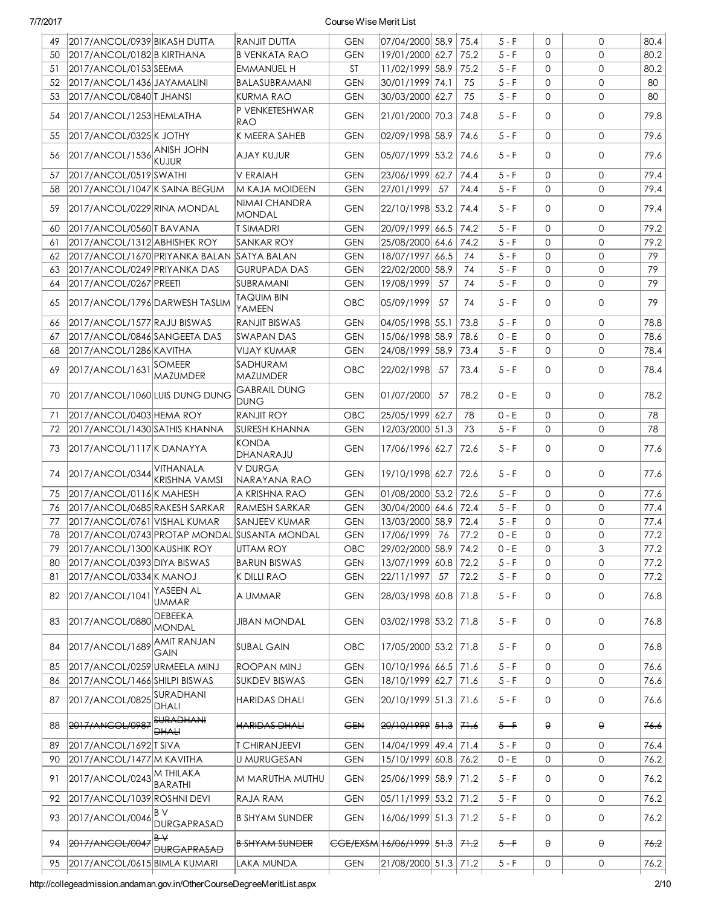| 49 | 2017/ANCOL/0939 | BIKASH DUTTA | RANJIT DUTTA | GEN | 07/04/2000 | 58.9 | 75.4 | 5 - F | 0 | 0 | 80.4 |
|---|---|---|---|---|---|---|---|---|---|---|---|
| 50 | 2017/ANCOL/0182 | B KIRTHANA | B VENKATA RAO | GEN | 19/01/2000 | 62.7 | 75.2 | 5 - F | 0 | 0 | 80.2 |
| 51 | 2017/ANCOL/0153 | SEEMA | EMMANUEL H | ST | 11/02/1999 | 58.9 | 75.2 | 5 - F | 0 | 0 | 80.2 |
| 52 | 2017/ANCOL/1436 | JAYAMALINI | BALASUBRAMANI | GEN | 30/01/1999 | 74.1 | 75 | 5 - F | 0 | 0 | 80 |
| 53 | 2017/ANCOL/0840 | T JHANSI | KURMA RAO | GEN | 30/03/2000 | 62.7 | 75 | 5 - F | 0 | 0 | 80 |
| 54 | 2017/ANCOL/1253 | HEMLATHA | P VENKETESHWAR RAO | GEN | 21/01/2000 | 70.3 | 74.8 | 5 - F | 0 | 0 | 79.8 |
| 55 | 2017/ANCOL/0325 | K JOTHY | K MEERA SAHEB | GEN | 02/09/1998 | 58.9 | 74.6 | 5 - F | 0 | 0 | 79.6 |
| 56 | 2017/ANCOL/1536 | ANISH JOHN KUJUR | AJAY KUJUR | GEN | 05/07/1999 | 53.2 | 74.6 | 5 - F | 0 | 0 | 79.6 |
| 57 | 2017/ANCOL/0519 | SWATHI | V ERAIAH | GEN | 23/06/1999 | 62.7 | 74.4 | 5 - F | 0 | 0 | 79.4 |
| 58 | 2017/ANCOL/1047 | K SAINA BEGUM | M KAJA MOIDEEN | GEN | 27/01/1999 | 57 | 74.4 | 5 - F | 0 | 0 | 79.4 |
| 59 | 2017/ANCOL/0229 | RINA MONDAL | NIMAI CHANDRA MONDAL | GEN | 22/10/1998 | 53.2 | 74.4 | 5 - F | 0 | 0 | 79.4 |
| 60 | 2017/ANCOL/0560 | T BAVANA | T SIMADRI | GEN | 20/09/1999 | 66.5 | 74.2 | 5 - F | 0 | 0 | 79.2 |
| 61 | 2017/ANCOL/1312 | ABHISHEK ROY | SANKAR ROY | GEN | 25/08/2000 | 64.6 | 74.2 | 5 - F | 0 | 0 | 79.2 |
| 62 | 2017/ANCOL/1670 | PRIYANKA BALAN | SATYA BALAN | GEN | 18/07/1997 | 66.5 | 74 | 5 - F | 0 | 0 | 79 |
| 63 | 2017/ANCOL/0249 | PRIYANKA DAS | GURUPADA DAS | GEN | 22/02/2000 | 58.9 | 74 | 5 - F | 0 | 0 | 79 |
| 64 | 2017/ANCOL/0267 | PREETI | SUBRAMANI | GEN | 19/08/1999 | 57 | 74 | 5 - F | 0 | 0 | 79 |
| 65 | 2017/ANCOL/1796 | DARWESH TASLIM | TAQUIM BIN YAMEEN | OBC | 05/09/1999 | 57 | 74 | 5 - F | 0 | 0 | 79 |
| 66 | 2017/ANCOL/1577 | RAJU BISWAS | RANJIT BISWAS | GEN | 04/05/1998 | 55.1 | 73.8 | 5 - F | 0 | 0 | 78.8 |
| 67 | 2017/ANCOL/0846 | SANGEETA DAS | SWAPAN DAS | GEN | 15/06/1998 | 58.9 | 78.6 | 0 - E | 0 | 0 | 78.6 |
| 68 | 2017/ANCOL/1286 | KAVITHA | VIJAY KUMAR | GEN | 24/08/1999 | 58.9 | 73.4 | 5 - F | 0 | 0 | 78.4 |
| 69 | 2017/ANCOL/1631 | SOMEER MAZUMDER | SADHURAM MAZUMDER | OBC | 22/02/1998 | 57 | 73.4 | 5 - F | 0 | 0 | 78.4 |
| 70 | 2017/ANCOL/1060 | LUIS DUNG DUNG | GABRAIL DUNG DUNG | GEN | 01/07/2000 | 57 | 78.2 | 0 - E | 0 | 0 | 78.2 |
| 71 | 2017/ANCOL/0403 | HEMA ROY | RANJIT ROY | OBC | 25/05/1999 | 62.7 | 78 | 0 - E | 0 | 0 | 78 |
| 72 | 2017/ANCOL/1430 | SATHIS KHANNA | SURESH KHANNA | GEN | 12/03/2000 | 51.3 | 73 | 5 - F | 0 | 0 | 78 |
| 73 | 2017/ANCOL/1117 | K DANAYYA | KONDA DHANARAJU | GEN | 17/06/1996 | 62.7 | 72.6 | 5 - F | 0 | 0 | 77.6 |
| 74 | 2017/ANCOL/0344 | VITHANALA KRISHNA VAMSI | V DURGA NARAYANA RAO | GEN | 19/10/1998 | 62.7 | 72.6 | 5 - F | 0 | 0 | 77.6 |
| 75 | 2017/ANCOL/0116 | K MAHESH | A KRISHNA RAO | GEN | 01/08/2000 | 53.2 | 72.6 | 5 - F | 0 | 0 | 77.6 |
| 76 | 2017/ANCOL/0685 | RAKESH SARKAR | RAMESH SARKAR | GEN | 30/04/2000 | 64.6 | 72.4 | 5 - F | 0 | 0 | 77.4 |
| 77 | 2017/ANCOL/0761 | VISHAL KUMAR | SANJEEV KUMAR | GEN | 13/03/2000 | 58.9 | 72.4 | 5 - F | 0 | 0 | 77.4 |
| 78 | 2017/ANCOL/0743 | PROTAP MONDAL | SUSANTA MONDAL | GEN | 17/06/1999 | 76 | 77.2 | 0 - E | 0 | 0 | 77.2 |
| 79 | 2017/ANCOL/1300 | KAUSHIK ROY | UTTAM ROY | OBC | 29/02/2000 | 58.9 | 74.2 | 0 - E | 0 | 3 | 77.2 |
| 80 | 2017/ANCOL/0393 | DIYA BISWAS | BARUN BISWAS | GEN | 13/07/1999 | 60.8 | 72.2 | 5 - F | 0 | 0 | 77.2 |
| 81 | 2017/ANCOL/0334 | K MANOJ | K DILLI RAO | GEN | 22/11/1997 | 57 | 72.2 | 5 - F | 0 | 0 | 77.2 |
| 82 | 2017/ANCOL/1041 | YASEEN AL UMMAR | A UMMAR | GEN | 28/03/1998 | 60.8 | 71.8 | 5 - F | 0 | 0 | 76.8 |
| 83 | 2017/ANCOL/0880 | DEBEEKA MONDAL | JIBAN MONDAL | GEN | 03/02/1998 | 53.2 | 71.8 | 5 - F | 0 | 0 | 76.8 |
| 84 | 2017/ANCOL/1689 | AMIT RANJAN GAIN | SUBAL GAIN | OBC | 17/05/2000 | 53.2 | 71.8 | 5 - F | 0 | 0 | 76.8 |
| 85 | 2017/ANCOL/0259 | URMEELA MINJ | ROOPAN MINJ | GEN | 10/10/1996 | 66.5 | 71.6 | 5 - F | 0 | 0 | 76.6 |
| 86 | 2017/ANCOL/1466 | SHILPI BISWAS | SUKDEV BISWAS | GEN | 18/10/1999 | 62.7 | 71.6 | 5 - F | 0 | 0 | 76.6 |
| 87 | 2017/ANCOL/0825 | SURADHANI DHALI | HARIDAS DHALI | GEN | 20/10/1999 | 51.3 | 71.6 | 5 - F | 0 | 0 | 76.6 |
| 88 | ~~2017/ANCOL/0987~~ | ~~SURADHANI DHALI~~ | ~~HARIDAS DHALI~~ | ~~GEN~~ | ~~20/10/1999~~ | ~~51.3~~ | ~~71.6~~ | ~~5 - F~~ | ~~0~~ | ~~0~~ | ~~76.6~~ |
| 89 | 2017/ANCOL/1692 | T SIVA | T CHIRANJEEVI | GEN | 14/04/1999 | 49.4 | 71.4 | 5 - F | 0 | 0 | 76.4 |
| 90 | 2017/ANCOL/1477 | M KAVITHA | U MURUGESAN | GEN | 15/10/1999 | 60.8 | 76.2 | 0 - E | 0 | 0 | 76.2 |
| 91 | 2017/ANCOL/0243 | M THILAKA BARATHI | M MARUTHA MUTHU | GEN | 25/06/1999 | 58.9 | 71.2 | 5 - F | 0 | 0 | 76.2 |
| 92 | 2017/ANCOL/1039 | ROSHNI DEVI | RAJA RAM | GEN | 05/11/1999 | 53.2 | 71.2 | 5 - F | 0 | 0 | 76.2 |
| 93 | 2017/ANCOL/0046 | B V DURGAPRASAD | B SHYAM SUNDER | GEN | 16/06/1999 | 51.3 | 71.2 | 5 - F | 0 | 0 | 76.2 |
| 94 | ~~2017/ANCOL/0047~~ | ~~B V DURGAPRASAD~~ | ~~B SHYAM SUNDER~~ | ~~CGE/EXSM~~ | ~~16/06/1999~~ | ~~51.3~~ | ~~71.2~~ | ~~5 - F~~ | ~~0~~ | ~~0~~ | ~~76.2~~ |
| 95 | 2017/ANCOL/0615 | BIMLA KUMARI | LAKA MUNDA | GEN | 21/08/2000 | 51.3 | 71.2 | 5 - F | 0 | 0 | 76.2 |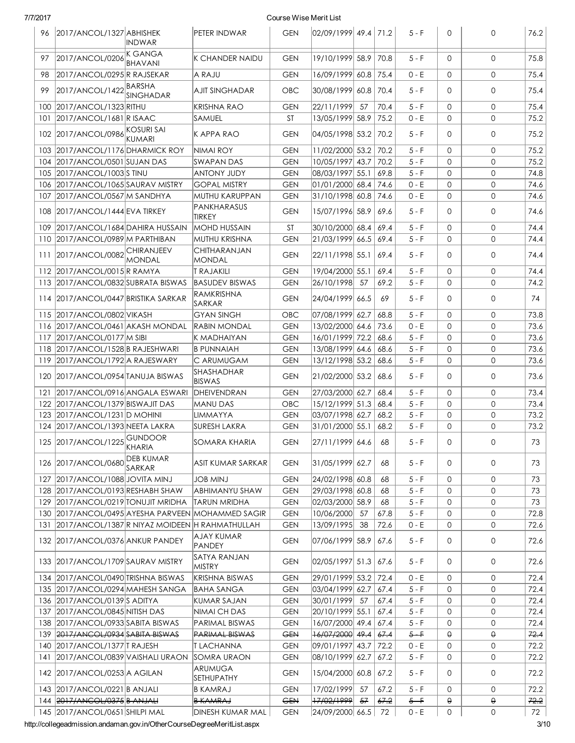| 96 | 2017/ANCOL/1327 | ABHISHEK INDWAR | PETER INDWAR | GEN | 02/09/1999 | 49.4 | 71.2 | 5 - F | 0 | 0 | 76.2 |
|---|---|---|---|---|---|---|---|---|---|---|---|
| 97 | 2017/ANCOL/0206 | K GANGA BHAVANI | K CHANDER NAIDU | GEN | 19/10/1999 | 58.9 | 70.8 | 5 - F | 0 | 0 | 75.8 |
| 98 | 2017/ANCOL/0295 | R RAJSEKAR | A RAJU | GEN | 16/09/1999 | 60.8 | 75.4 | 0 - E | 0 | 0 | 75.4 |
| 99 | 2017/ANCOL/1422 | BARSHA SINGHADAR | AJIT SINGHADAR | OBC | 30/08/1999 | 60.8 | 70.4 | 5 - F | 0 | 0 | 75.4 |
| 100 | 2017/ANCOL/1323 | RITHU | KRISHNA RAO | GEN | 22/11/1999 | 57 | 70.4 | 5 - F | 0 | 0 | 75.4 |
| 101 | 2017/ANCOL/1681 | R ISAAC | SAMUEL | ST | 13/05/1999 | 58.9 | 75.2 | 0 - E | 0 | 0 | 75.2 |
| 102 | 2017/ANCOL/0986 | KOSURI SAI KUMARI | K APPA RAO | GEN | 04/05/1998 | 53.2 | 70.2 | 5 - F | 0 | 0 | 75.2 |
| 103 | 2017/ANCOL/1176 | DHARMICK ROY | NIMAI ROY | GEN | 11/02/2000 | 53.2 | 70.2 | 5 - F | 0 | 0 | 75.2 |
| 104 | 2017/ANCOL/0501 | SUJAN DAS | SWAPAN DAS | GEN | 10/05/1997 | 43.7 | 70.2 | 5 - F | 0 | 0 | 75.2 |
| 105 | 2017/ANCOL/1003 | S TINU | ANTONY JUDY | GEN | 08/03/1997 | 55.1 | 69.8 | 5 - F | 0 | 0 | 74.8 |
| 106 | 2017/ANCOL/1065 | SAURAV MISTRY | GOPAL MISTRY | GEN | 01/01/2000 | 68.4 | 74.6 | 0 - E | 0 | 0 | 74.6 |
| 107 | 2017/ANCOL/0567 | M SANDHYA | MUTHU KARUPPAN | GEN | 31/10/1998 | 60.8 | 74.6 | 0 - E | 0 | 0 | 74.6 |
| 108 | 2017/ANCOL/1444 | EVA TIRKEY | PANKHARASUS TIRKEY | GEN | 15/07/1996 | 58.9 | 69.6 | 5 - F | 0 | 0 | 74.6 |
| 109 | 2017/ANCOL/1684 | DAHIRA HUSSAIN | MOHD HUSSAIN | ST | 30/10/2000 | 68.4 | 69.4 | 5 - F | 0 | 0 | 74.4 |
| 110 | 2017/ANCOL/0989 | M PARTHIBAN | MUTHU KRISHNA | GEN | 21/03/1999 | 66.5 | 69.4 | 5 - F | 0 | 0 | 74.4 |
| 111 | 2017/ANCOL/0082 | CHIRANJEEV MONDAL | CHITHARANJAN MONDAL | GEN | 22/11/1998 | 55.1 | 69.4 | 5 - F | 0 | 0 | 74.4 |
| 112 | 2017/ANCOL/0015 | R RAMYA | T RAJAKILI | GEN | 19/04/2000 | 55.1 | 69.4 | 5 - F | 0 | 0 | 74.4 |
| 113 | 2017/ANCOL/0832 | SUBRATA BISWAS | BASUDEV BISWAS | GEN | 26/10/1998 | 57 | 69.2 | 5 - F | 0 | 0 | 74.2 |
| 114 | 2017/ANCOL/0447 | BRISTIKA SARKAR | RAMKRISHNA SARKAR | GEN | 24/04/1999 | 66.5 | 69 | 5 - F | 0 | 0 | 74 |
| 115 | 2017/ANCOL/0802 | VIKASH | GYAN SINGH | OBC | 07/08/1999 | 62.7 | 68.8 | 5 - F | 0 | 0 | 73.8 |
| 116 | 2017/ANCOL/0461 | AKASH MONDAL | RABIN MONDAL | GEN | 13/02/2000 | 64.6 | 73.6 | 0 - E | 0 | 0 | 73.6 |
| 117 | 2017/ANCOL/0177 | M SIBI | K MADHAIYAN | GEN | 16/01/1999 | 72.2 | 68.6 | 5 - F | 0 | 0 | 73.6 |
| 118 | 2017/ANCOL/1528 | B RAJESHWARI | B PUNNAIAH | GEN | 13/08/1999 | 64.6 | 68.6 | 5 - F | 0 | 0 | 73.6 |
| 119 | 2017/ANCOL/1792 | A RAJESWARY | C ARUMUGAM | GEN | 13/12/1998 | 53.2 | 68.6 | 5 - F | 0 | 0 | 73.6 |
| 120 | 2017/ANCOL/0954 | TANUJA BISWAS | SHASHADHAR BISWAS | GEN | 21/02/2000 | 53.2 | 68.6 | 5 - F | 0 | 0 | 73.6 |
| 121 | 2017/ANCOL/0916 | ANGALA ESWARI | DHEIVENDRAN | GEN | 27/03/2000 | 62.7 | 68.4 | 5 - F | 0 | 0 | 73.4 |
| 122 | 2017/ANCOL/1379 | BISWAJIT DAS | MANU DAS | OBC | 15/12/1999 | 51.3 | 68.4 | 5 - F | 0 | 0 | 73.4 |
| 123 | 2017/ANCOL/1231 | D MOHINI | LIMMAYYA | GEN | 03/07/1998 | 62.7 | 68.2 | 5 - F | 0 | 0 | 73.2 |
| 124 | 2017/ANCOL/1393 | NEETA LAKRA | SURESH LAKRA | GEN | 31/01/2000 | 55.1 | 68.2 | 5 - F | 0 | 0 | 73.2 |
| 125 | 2017/ANCOL/1225 | GUNDOOR KHARIA | SOMARA KHARIA | GEN | 27/11/1999 | 64.6 | 68 | 5 - F | 0 | 0 | 73 |
| 126 | 2017/ANCOL/0680 | DEB KUMAR SARKAR | ASIT KUMAR SARKAR | GEN | 31/05/1999 | 62.7 | 68 | 5 - F | 0 | 0 | 73 |
| 127 | 2017/ANCOL/1088 | JOVITA MINJ | JOB MINJ | GEN | 24/02/1998 | 60.8 | 68 | 5 - F | 0 | 0 | 73 |
| 128 | 2017/ANCOL/0193 | RESHABH SHAW | ABHIMANYU SHAW | GEN | 29/03/1998 | 60.8 | 68 | 5 - F | 0 | 0 | 73 |
| 129 | 2017/ANCOL/0219 | TONUJIT MRIDHA | TARUN MRIDHA | GEN | 02/03/2000 | 58.9 | 68 | 5 - F | 0 | 0 | 73 |
| 130 | 2017/ANCOL/0495 | AYESHA PARVEEN | MOHAMMED SAGIR | GEN | 10/06/2000 | 57 | 67.8 | 5 - F | 0 | 0 | 72.8 |
| 131 | 2017/ANCOL/1387 | R NIYAZ MOIDEEN | H RAHMATHULLAH | GEN | 13/09/1995 | 38 | 72.6 | 0 - E | 0 | 0 | 72.6 |
| 132 | 2017/ANCOL/0376 | ANKUR PANDEY | AJAY KUMAR PANDEY | GEN | 07/06/1999 | 58.9 | 67.6 | 5 - F | 0 | 0 | 72.6 |
| 133 | 2017/ANCOL/1709 | SAURAV MISTRY | SATYA RANJAN MISTRY | GEN | 02/05/1997 | 51.3 | 67.6 | 5 - F | 0 | 0 | 72.6 |
| 134 | 2017/ANCOL/0490 | TRISHNA BISWAS | KRISHNA BISWAS | GEN | 29/01/1999 | 53.2 | 72.4 | 0 - E | 0 | 0 | 72.4 |
| 135 | 2017/ANCOL/0294 | MAHESH SANGA | BAHA SANGA | GEN | 03/04/1999 | 62.7 | 67.4 | 5 - F | 0 | 0 | 72.4 |
| 136 | 2017/ANCOL/0139 | S ADITYA | KUMAR SAJAN | GEN | 30/01/1999 | 57 | 67.4 | 5 - F | 0 | 0 | 72.4 |
| 137 | 2017/ANCOL/0845 | NITISH DAS | NIMAI CH DAS | GEN | 20/10/1999 | 55.1 | 67.4 | 5 - F | 0 | 0 | 72.4 |
| 138 | 2017/ANCOL/0933 | SABITA BISWAS | PARIMAL BISWAS | GEN | 16/07/2000 | 49.4 | 67.4 | 5 - F | 0 | 0 | 72.4 |
| 139 | ~~2017/ANCOL/0934~~ | ~~SABITA BISWAS~~ | ~~PARIMAL BISWAS~~ | ~~GEN~~ | ~~16/07/2000~~ | ~~49.4~~ | ~~67.4~~ | ~~5 - F~~ | ~~0~~ | ~~0~~ | ~~72.4~~ |
| 140 | 2017/ANCOL/1377 | T RAJESH | T LACHANNA | GEN | 09/01/1997 | 43.7 | 72.2 | 0 - E | 0 | 0 | 72.2 |
| 141 | 2017/ANCOL/0839 | VAISHALI URAON | SOMRA URAON | GEN | 08/10/1999 | 62.7 | 67.2 | 5 - F | 0 | 0 | 72.2 |
| 142 | 2017/ANCOL/0253 | A AGILAN | ARUMUGA SETHUPATHY | GEN | 15/04/2000 | 60.8 | 67.2 | 5 - F | 0 | 0 | 72.2 |
| 143 | 2017/ANCOL/0221 | B ANJALI | B KAMRAJ | GEN | 17/02/1999 | 57 | 67.2 | 5 - F | 0 | 0 | 72.2 |
| 144 | ~~2017/ANCOL/0375~~ | ~~B ANJALI~~ | ~~B KAMRAJ~~ | ~~GEN~~ | ~~17/02/1999~~ | ~~57~~ | ~~67.2~~ | ~~5 - F~~ | ~~0~~ | ~~0~~ | ~~72.2~~ |
| 145 | 2017/ANCOL/0651 | SHILPI MAL | DINESH KUMAR MAL | GEN | 24/09/2000 | 66.5 | 72 | 0 - E | 0 | 0 | 72 |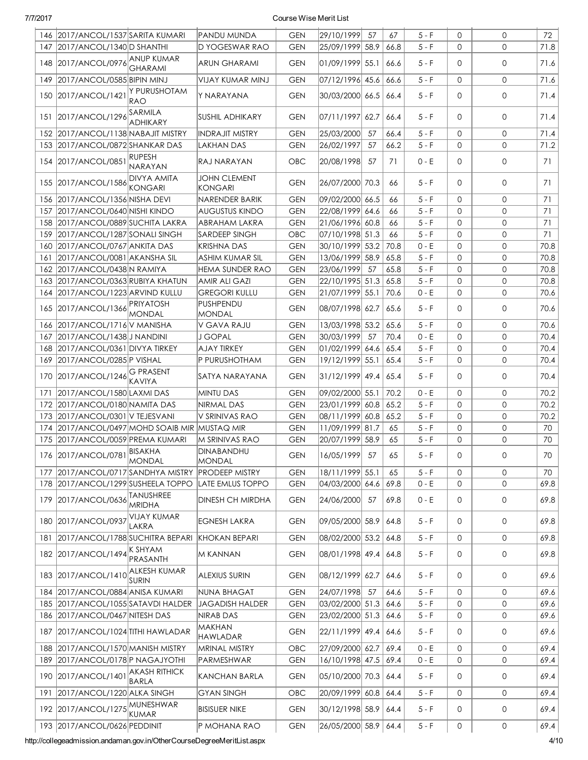| 146 | 2017/ANCOL/1537 | SARITA KUMARI | PANDU MUNDA | GEN | 29/10/1999 | 57 | 67 | 5 - F | 0 | 0 | 72 |
|---|---|---|---|---|---|---|---|---|---|---|---|
| 147 | 2017/ANCOL/1340 | D SHANTHI | D YOGESWAR RAO | GEN | 25/09/1999 | 58.9 | 66.8 | 5 - F | 0 | 0 | 71.8 |
| 148 | 2017/ANCOL/0976 | ANUP KUMAR GHARAMI | ARUN GHARAMI | GEN | 01/09/1999 | 55.1 | 66.6 | 5 - F | 0 | 0 | 71.6 |
| 149 | 2017/ANCOL/0585 | BIPIN MINJ | VIJAY KUMAR MINJ | GEN | 07/12/1996 | 45.6 | 66.6 | 5 - F | 0 | 0 | 71.6 |
| 150 | 2017/ANCOL/1421 | Y PURUSHOTAM RAO | Y NARAYANA | GEN | 30/03/2000 | 66.5 | 66.4 | 5 - F | 0 | 0 | 71.4 |
| 151 | 2017/ANCOL/1296 | SARMILA ADHIKARY | SUSHIL ADHIKARY | GEN | 07/11/1997 | 62.7 | 66.4 | 5 - F | 0 | 0 | 71.4 |
| 152 | 2017/ANCOL/1138 | NABAJIT MISTRY | INDRAJIT MISTRY | GEN | 25/03/2000 | 57 | 66.4 | 5 - F | 0 | 0 | 71.4 |
| 153 | 2017/ANCOL/0872 | SHANKAR DAS | LAKHAN DAS | GEN | 26/02/1997 | 57 | 66.2 | 5 - F | 0 | 0 | 71.2 |
| 154 | 2017/ANCOL/0851 | RUPESH NARAYAN | RAJ NARAYAN | OBC | 20/08/1998 | 57 | 71 | 0 - E | 0 | 0 | 71 |
| 155 | 2017/ANCOL/1586 | DIVYA AMITA KONGARI | JOHN CLEMENT KONGARI | GEN | 26/07/2000 | 70.3 | 66 | 5 - F | 0 | 0 | 71 |
| 156 | 2017/ANCOL/1356 | NISHA DEVI | NARENDER BARIK | GEN | 09/02/2000 | 66.5 | 66 | 5 - F | 0 | 0 | 71 |
| 157 | 2017/ANCOL/0640 | NISHI KINDO | AUGUSTUS KINDO | GEN | 22/08/1999 | 64.6 | 66 | 5 - F | 0 | 0 | 71 |
| 158 | 2017/ANCOL/0889 | SUCHITA LAKRA | ABRAHAM LAKRA | GEN | 21/06/1996 | 60.8 | 66 | 5 - F | 0 | 0 | 71 |
| 159 | 2017/ANCOL/1287 | SONALI SINGH | SARDEEP SINGH | OBC | 07/10/1998 | 51.3 | 66 | 5 - F | 0 | 0 | 71 |
| 160 | 2017/ANCOL/0767 | ANKITA DAS | KRISHNA DAS | GEN | 30/10/1999 | 53.2 | 70.8 | 0 - E | 0 | 0 | 70.8 |
| 161 | 2017/ANCOL/0081 | AKANSHA SIL | ASHIM KUMAR SIL | GEN | 13/06/1999 | 58.9 | 65.8 | 5 - F | 0 | 0 | 70.8 |
| 162 | 2017/ANCOL/0438 | N RAMIYA | HEMA SUNDER RAO | GEN | 23/06/1999 | 57 | 65.8 | 5 - F | 0 | 0 | 70.8 |
| 163 | 2017/ANCOL/0363 | RUBIYA KHATUN | AMIR ALI GAZI | GEN | 22/10/1995 | 51.3 | 65.8 | 5 - F | 0 | 0 | 70.8 |
| 164 | 2017/ANCOL/1223 | ARVIND KULLU | GREGORI KULLU | GEN | 21/07/1999 | 55.1 | 70.6 | 0 - E | 0 | 0 | 70.6 |
| 165 | 2017/ANCOL/1366 | PRIYATOSH MONDAL | PUSHPENDU MONDAL | GEN | 08/07/1998 | 62.7 | 65.6 | 5 - F | 0 | 0 | 70.6 |
| 166 | 2017/ANCOL/1716 | V MANISHA | V GAVA RAJU | GEN | 13/03/1998 | 53.2 | 65.6 | 5 - F | 0 | 0 | 70.6 |
| 167 | 2017/ANCOL/1438 | J NANDINI | J GOPAL | GEN | 30/03/1999 | 57 | 70.4 | 0 - E | 0 | 0 | 70.4 |
| 168 | 2017/ANCOL/0361 | DIVYA TIRKEY | AJAY TIRKEY | GEN | 01/02/1999 | 64.6 | 65.4 | 5 - F | 0 | 0 | 70.4 |
| 169 | 2017/ANCOL/0285 | P VISHAL | P PURUSHOTHAM | GEN | 19/12/1999 | 55.1 | 65.4 | 5 - F | 0 | 0 | 70.4 |
| 170 | 2017/ANCOL/1246 | G PRASENT KAVIYA | SATYA NARAYANA | GEN | 31/12/1999 | 49.4 | 65.4 | 5 - F | 0 | 0 | 70.4 |
| 171 | 2017/ANCOL/1580 | LAXMI DAS | MINTU DAS | GEN | 09/02/2000 | 55.1 | 70.2 | 0 - E | 0 | 0 | 70.2 |
| 172 | 2017/ANCOL/0180 | NAMITA DAS | NIRMAL DAS | GEN | 23/01/1999 | 60.8 | 65.2 | 5 - F | 0 | 0 | 70.2 |
| 173 | 2017/ANCOL/0301 | V TEJESVANI | V SRINIVAS RAO | GEN | 08/11/1999 | 60.8 | 65.2 | 5 - F | 0 | 0 | 70.2 |
| 174 | 2017/ANCOL/0497 | MOHD SOAIB MIR | MUSTAQ MIR | GEN | 11/09/1999 | 81.7 | 65 | 5 - F | 0 | 0 | 70 |
| 175 | 2017/ANCOL/0059 | PREMA KUMARI | M SRINIVAS RAO | GEN | 20/07/1999 | 58.9 | 65 | 5 - F | 0 | 0 | 70 |
| 176 | 2017/ANCOL/0781 | BISAKHA MONDAL | DINABANDHU MONDAL | GEN | 16/05/1999 | 57 | 65 | 5 - F | 0 | 0 | 70 |
| 177 | 2017/ANCOL/0717 | SANDHYA MISTRY | PRODEEP MISTRY | GEN | 18/11/1999 | 55.1 | 65 | 5 - F | 0 | 0 | 70 |
| 178 | 2017/ANCOL/1299 | SUSHEELA TOPPO | LATE EMLUS TOPPO | GEN | 04/03/2000 | 64.6 | 69.8 | 0 - E | 0 | 0 | 69.8 |
| 179 | 2017/ANCOL/0636 | TANUSHREE MRIDHA | DINESH CH MIRDHA | GEN | 24/06/2000 | 57 | 69.8 | 0 - E | 0 | 0 | 69.8 |
| 180 | 2017/ANCOL/0937 | VIJAY KUMAR LAKRA | EGNESH LAKRA | GEN | 09/05/2000 | 58.9 | 64.8 | 5 - F | 0 | 0 | 69.8 |
| 181 | 2017/ANCOL/1788 | SUCHITRA BEPARI | KHOKAN BEPARI | GEN | 08/02/2000 | 53.2 | 64.8 | 5 - F | 0 | 0 | 69.8 |
| 182 | 2017/ANCOL/1494 | K SHYAM PRASANTH | M KANNAN | GEN | 08/01/1998 | 49.4 | 64.8 | 5 - F | 0 | 0 | 69.8 |
| 183 | 2017/ANCOL/1410 | ALKESH KUMAR SURIN | ALEXIUS SURIN | GEN | 08/12/1999 | 62.7 | 64.6 | 5 - F | 0 | 0 | 69.6 |
| 184 | 2017/ANCOL/0884 | ANISA KUMARI | NUNA BHAGAT | GEN | 24/07/1998 | 57 | 64.6 | 5 - F | 0 | 0 | 69.6 |
| 185 | 2017/ANCOL/1055 | SATAVDI HALDER | JAGADISH HALDER | GEN | 03/02/2000 | 51.3 | 64.6 | 5 - F | 0 | 0 | 69.6 |
| 186 | 2017/ANCOL/0467 | NITESH DAS | NIRAB DAS | GEN | 23/02/2000 | 51.3 | 64.6 | 5 - F | 0 | 0 | 69.6 |
| 187 | 2017/ANCOL/1024 | TITHI HAWLADAR | MAKHAN HAWLADAR | GEN | 22/11/1999 | 49.4 | 64.6 | 5 - F | 0 | 0 | 69.6 |
| 188 | 2017/ANCOL/1570 | MANISH MISTRY | MRINAL MISTRY | OBC | 27/09/2000 | 62.7 | 69.4 | 0 - E | 0 | 0 | 69.4 |
| 189 | 2017/ANCOL/0178 | P NAGAJYOTHI | PARMESHWAR | GEN | 16/10/1998 | 47.5 | 69.4 | 0 - E | 0 | 0 | 69.4 |
| 190 | 2017/ANCOL/1401 | AKASH RITHICK BARLA | KANCHAN BARLA | GEN | 05/10/2000 | 70.3 | 64.4 | 5 - F | 0 | 0 | 69.4 |
| 191 | 2017/ANCOL/1220 | ALKA SINGH | GYAN SINGH | OBC | 20/09/1999 | 60.8 | 64.4 | 5 - F | 0 | 0 | 69.4 |
| 192 | 2017/ANCOL/1275 | MUNESHWAR KUMAR | BISISUER NIKE | GEN | 30/12/1998 | 58.9 | 64.4 | 5 - F | 0 | 0 | 69.4 |
| 193 | 2017/ANCOL/0626 | PEDDINIT | P MOHANA RAO | GEN | 26/05/2000 | 58.9 | 64.4 | 5 - F | 0 | 0 | 69.4 |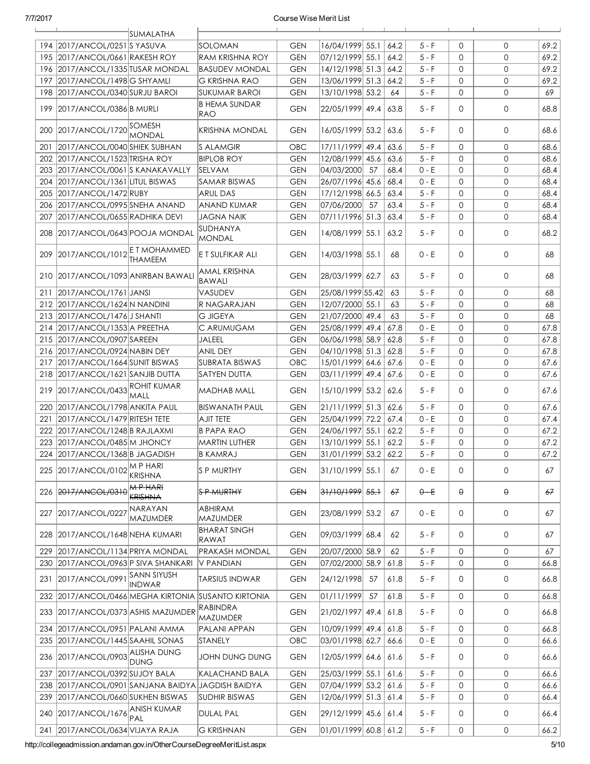| | | SUMALATHA | | | | | | | | | |
|---|---|---|---|---|---|---|---|---|---|---|---|
| 194 | 2017/ANCOL/0251 | S YASUVA | SOLOMAN | GEN | 16/04/1999 | 55.1 | 64.2 | 5 - F | 0 | 0 | 69.2 |
| 195 | 2017/ANCOL/0661 | RAKESH ROY | RAM KRISHNA ROY | GEN | 07/12/1999 | 55.1 | 64.2 | 5 - F | 0 | 0 | 69.2 |
| 196 | 2017/ANCOL/1335 | TUSAR MONDAL | BASUDEV MONDAL | GEN | 14/12/1998 | 51.3 | 64.2 | 5 - F | 0 | 0 | 69.2 |
| 197 | 2017/ANCOL/1498 | G SHYAMLI | G KRISHNA RAO | GEN | 13/06/1999 | 51.3 | 64.2 | 5 - F | 0 | 0 | 69.2 |
| 198 | 2017/ANCOL/0340 | SURJU BAROI | SUKUMAR BAROI | GEN | 13/10/1998 | 53.2 | 64 | 5 - F | 0 | 0 | 69 |
| 199 | 2017/ANCOL/0386 | B MURLI | B HEMA SUNDAR RAO | GEN | 22/05/1999 | 49.4 | 63.8 | 5 - F | 0 | 0 | 68.8 |
| 200 | 2017/ANCOL/1720 | SOMESH MONDAL | KRISHNA MONDAL | GEN | 16/05/1999 | 53.2 | 63.6 | 5 - F | 0 | 0 | 68.6 |
| 201 | 2017/ANCOL/0040 | SHIEK SUBHAN | S ALAMGIR | OBC | 17/11/1999 | 49.4 | 63.6 | 5 - F | 0 | 0 | 68.6 |
| 202 | 2017/ANCOL/1523 | TRISHA ROY | BIPLOB ROY | GEN | 12/08/1999 | 45.6 | 63.6 | 5 - F | 0 | 0 | 68.6 |
| 203 | 2017/ANCOL/0061 | S KANAKAVALLY | SELVAM | GEN | 04/03/2000 | 57 | 68.4 | 0 - E | 0 | 0 | 68.4 |
| 204 | 2017/ANCOL/1361 | LITUL BISWAS | SAMAR BISWAS | GEN | 26/07/1996 | 45.6 | 68.4 | 0 - E | 0 | 0 | 68.4 |
| 205 | 2017/ANCOL/1472 | RUBY | ARUL DAS | GEN | 17/12/1998 | 66.5 | 63.4 | 5 - F | 0 | 0 | 68.4 |
| 206 | 2017/ANCOL/0995 | SNEHA ANAND | ANAND KUMAR | GEN | 07/06/2000 | 57 | 63.4 | 5 - F | 0 | 0 | 68.4 |
| 207 | 2017/ANCOL/0655 | RADHIKA DEVI | JAGNA NAIK | GEN | 07/11/1996 | 51.3 | 63.4 | 5 - F | 0 | 0 | 68.4 |
| 208 | 2017/ANCOL/0643 | POOJA MONDAL | SUDHANYA MONDAL | GEN | 14/08/1999 | 55.1 | 63.2 | 5 - F | 0 | 0 | 68.2 |
| 209 | 2017/ANCOL/1012 | E T MOHAMMED THAMEEM | E T SULFIKAR ALI | GEN | 14/03/1998 | 55.1 | 68 | 0 - E | 0 | 0 | 68 |
| 210 | 2017/ANCOL/1093 | ANIRBAN BAWALI | AMAL KRISHNA BAWALI | GEN | 28/03/1999 | 62.7 | 63 | 5 - F | 0 | 0 | 68 |
| 211 | 2017/ANCOL/1761 | JANSI | VASUDEV | GEN | 25/08/1999 | 55.42 | 63 | 5 - F | 0 | 0 | 68 |
| 212 | 2017/ANCOL/1624 | N NANDINI | R NAGARAJAN | GEN | 12/07/2000 | 55.1 | 63 | 5 - F | 0 | 0 | 68 |
| 213 | 2017/ANCOL/1476 | J SHANTI | G JIGEYA | GEN | 21/07/2000 | 49.4 | 63 | 5 - F | 0 | 0 | 68 |
| 214 | 2017/ANCOL/1353 | A PREETHA | C ARUMUGAM | GEN | 25/08/1999 | 49.4 | 67.8 | 0 - E | 0 | 0 | 67.8 |
| 215 | 2017/ANCOL/0907 | SAREEN | JALEEL | GEN | 06/06/1998 | 58.9 | 62.8 | 5 - F | 0 | 0 | 67.8 |
| 216 | 2017/ANCOL/0924 | NABIN DEY | ANIL DEY | GEN | 04/10/1998 | 51.3 | 62.8 | 5 - F | 0 | 0 | 67.8 |
| 217 | 2017/ANCOL/1664 | SUNIT BISWAS | SUBRATA BISWAS | OBC | 15/01/1999 | 64.6 | 67.6 | 0 - E | 0 | 0 | 67.6 |
| 218 | 2017/ANCOL/1621 | SANJIB DUTTA | SATYEN DUTTA | GEN | 03/11/1999 | 49.4 | 67.6 | 0 - E | 0 | 0 | 67.6 |
| 219 | 2017/ANCOL/0433 | ROHIT KUMAR MALL | MADHAB MALL | GEN | 15/10/1999 | 53.2 | 62.6 | 5 - F | 0 | 0 | 67.6 |
| 220 | 2017/ANCOL/1798 | ANKITA PAUL | BISWANATH PAUL | GEN | 21/11/1999 | 51.3 | 62.6 | 5 - F | 0 | 0 | 67.6 |
| 221 | 2017/ANCOL/1479 | RITESH TETE | AJIT TETE | GEN | 25/04/1999 | 72.2 | 67.4 | 0 - E | 0 | 0 | 67.4 |
| 222 | 2017/ANCOL/1248 | B RAJLAXMI | B PAPA RAO | GEN | 24/06/1997 | 55.1 | 62.2 | 5 - F | 0 | 0 | 67.2 |
| 223 | 2017/ANCOL/0485 | M JHONCY | MARTIN LUTHER | GEN | 13/10/1999 | 55.1 | 62.2 | 5 - F | 0 | 0 | 67.2 |
| 224 | 2017/ANCOL/1368 | B JAGADISH | B KAMRAJ | GEN | 31/01/1999 | 53.2 | 62.2 | 5 - F | 0 | 0 | 67.2 |
| 225 | 2017/ANCOL/0102 | M P HARI KRISHNA | S P MURTHY | GEN | 31/10/1999 | 55.1 | 67 | 0 - E | 0 | 0 | 67 |
| 226 | ~~2017/ANCOL/0310~~ | ~~M P HARI KRISHNA~~ | ~~S P MURTHY~~ | ~~GEN~~ | ~~31/10/1999~~ | ~~55.1~~ | ~~67~~ | ~~0 - E~~ | ~~0~~ | ~~0~~ | ~~67~~ |
| 227 | 2017/ANCOL/0227 | NARAYAN MAZUMDER | ABHIRAM MAZUMDER | GEN | 23/08/1999 | 53.2 | 67 | 0 - E | 0 | 0 | 67 |
| 228 | 2017/ANCOL/1648 | NEHA KUMARI | BHARAT SINGH RAWAT | GEN | 09/03/1999 | 68.4 | 62 | 5 - F | 0 | 0 | 67 |
| 229 | 2017/ANCOL/1134 | PRIYA MONDAL | PRAKASH MONDAL | GEN | 20/07/2000 | 58.9 | 62 | 5 - F | 0 | 0 | 67 |
| 230 | 2017/ANCOL/0963 | P SIVA SHANKARI | V PANDIAN | GEN | 07/02/2000 | 58.9 | 61.8 | 5 - F | 0 | 0 | 66.8 |
| 231 | 2017/ANCOL/0991 | SANN SIYUSH INDWAR | TARSIUS INDWAR | GEN | 24/12/1998 | 57 | 61.8 | 5 - F | 0 | 0 | 66.8 |
| 232 | 2017/ANCOL/0466 | MEGHA KIRTONIA | SUSANTO KIRTONIA | GEN | 01/11/1999 | 57 | 61.8 | 5 - F | 0 | 0 | 66.8 |
| 233 | 2017/ANCOL/0373 | ASHIS MAZUMDER | RABINDRA MAZUMDER | GEN | 21/02/1997 | 49.4 | 61.8 | 5 - F | 0 | 0 | 66.8 |
| 234 | 2017/ANCOL/0951 | PALANI AMMA | PALANI APPAN | GEN | 10/09/1999 | 49.4 | 61.8 | 5 - F | 0 | 0 | 66.8 |
| 235 | 2017/ANCOL/1445 | SAAHIL SONAS | STANELY | OBC | 03/01/1998 | 62.7 | 66.6 | 0 - E | 0 | 0 | 66.6 |
| 236 | 2017/ANCOL/0903 | ALISHA DUNG DUNG | JOHN DUNG DUNG | GEN | 12/05/1999 | 64.6 | 61.6 | 5 - F | 0 | 0 | 66.6 |
| 237 | 2017/ANCOL/0392 | SUJOY BALA | KALACHAND BALA | GEN | 25/03/1999 | 55.1 | 61.6 | 5 - F | 0 | 0 | 66.6 |
| 238 | 2017/ANCOL/0901 | SANJANA BAIDYA | JAGDISH BAIDYA | GEN | 07/04/1999 | 53.2 | 61.6 | 5 - F | 0 | 0 | 66.6 |
| 239 | 2017/ANCOL/0660 | SUKHEN BISWAS | SUDHIR BISWAS | GEN | 12/06/1999 | 51.3 | 61.4 | 5 - F | 0 | 0 | 66.4 |
| 240 | 2017/ANCOL/1676 | ANISH KUMAR PAL | DULAL PAL | GEN | 29/12/1999 | 45.6 | 61.4 | 5 - F | 0 | 0 | 66.4 |
| 241 | 2017/ANCOL/0634 | VIJAYA RAJA | G KRISHNAN | GEN | 01/01/1999 | 60.8 | 61.2 | 5 - F | 0 | 0 | 66.2 |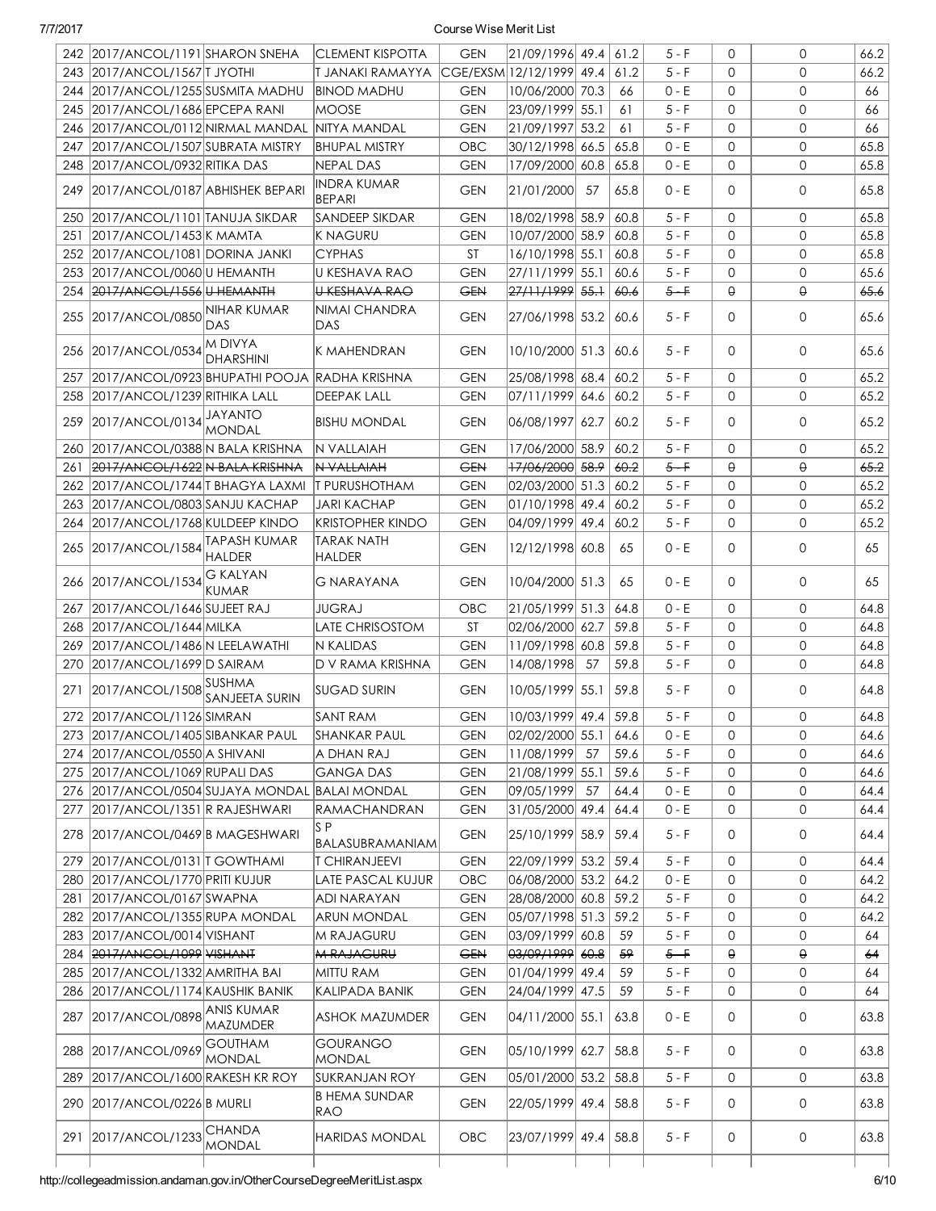| 242 | 2017/ANCOL/1191 | SHARON SNEHA | CLEMENT KISPOTTA | GEN | 21/09/1996 | 49.4 | 61.2 | 5 - F | 0 | 0 | 66.2 |
|---|---|---|---|---|---|---|---|---|---|---|---|
| 243 | 2017/ANCOL/1567 | T JYOTHI | T JANAKI RAMAYYA | CGE/EXSM | 12/12/1999 | 49.4 | 61.2 | 5 - F | 0 | 0 | 66.2 |
| 244 | 2017/ANCOL/1255 | SUSMITA MADHU | BINOD MADHU | GEN | 10/06/2000 | 70.3 | 66 | 0 - E | 0 | 0 | 66 |
| 245 | 2017/ANCOL/1686 | EPCEPA RANI | MOOSE | GEN | 23/09/1999 | 55.1 | 61 | 5 - F | 0 | 0 | 66 |
| 246 | 2017/ANCOL/0112 | NIRMAL MANDAL | NITYA MANDAL | GEN | 21/09/1997 | 53.2 | 61 | 5 - F | 0 | 0 | 66 |
| 247 | 2017/ANCOL/1507 | SUBRATA MISTRY | BHUPAL MISTRY | OBC | 30/12/1998 | 66.5 | 65.8 | 0 - E | 0 | 0 | 65.8 |
| 248 | 2017/ANCOL/0932 | RITIKA DAS | NEPAL DAS | GEN | 17/09/2000 | 60.8 | 65.8 | 0 - E | 0 | 0 | 65.8 |
| 249 | 2017/ANCOL/0187 | ABHISHEK BEPARI | INDRA KUMAR BEPARI | GEN | 21/01/2000 | 57 | 65.8 | 0 - E | 0 | 0 | 65.8 |
| 250 | 2017/ANCOL/1101 | TANUJA SIKDAR | SANDEEP SIKDAR | GEN | 18/02/1998 | 58.9 | 60.8 | 5 - F | 0 | 0 | 65.8 |
| 251 | 2017/ANCOL/1453 | K MAMTA | K NAGURU | GEN | 10/07/2000 | 58.9 | 60.8 | 5 - F | 0 | 0 | 65.8 |
| 252 | 2017/ANCOL/1081 | DORINA JANKI | CYPHAS | ST | 16/10/1998 | 55.1 | 60.8 | 5 - F | 0 | 0 | 65.8 |
| 253 | 2017/ANCOL/0060 | U HEMANTH | U KESHAVA RAO | GEN | 27/11/1999 | 55.1 | 60.6 | 5 - F | 0 | 0 | 65.6 |
| 254 | ~~2017/ANCOL/1556~~ | ~~U HEMANTH~~ | ~~U KESHAVA RAO~~ | ~~GEN~~ | ~~27/11/1999~~ | ~~55.1~~ | ~~60.6~~ | ~~5 - F~~ | ~~0~~ | ~~0~~ | ~~65.6~~ |
| 255 | 2017/ANCOL/0850 | NIHAR KUMAR DAS | NIMAI CHANDRA DAS | GEN | 27/06/1998 | 53.2 | 60.6 | 5 - F | 0 | 0 | 65.6 |
| 256 | 2017/ANCOL/0534 | M DIVYA DHARSHINI | K MAHENDRAN | GEN | 10/10/2000 | 51.3 | 60.6 | 5 - F | 0 | 0 | 65.6 |
| 257 | 2017/ANCOL/0923 | BHUPATHI POOJA | RADHA KRISHNA | GEN | 25/08/1998 | 68.4 | 60.2 | 5 - F | 0 | 0 | 65.2 |
| 258 | 2017/ANCOL/1239 | RITHIKA LALL | DEEPAK LALL | GEN | 07/11/1999 | 64.6 | 60.2 | 5 - F | 0 | 0 | 65.2 |
| 259 | 2017/ANCOL/0134 | JAYANTO MONDAL | BISHU MONDAL | GEN | 06/08/1997 | 62.7 | 60.2 | 5 - F | 0 | 0 | 65.2 |
| 260 | 2017/ANCOL/0388 | N BALA KRISHNA | N VALLAIAH | GEN | 17/06/2000 | 58.9 | 60.2 | 5 - F | 0 | 0 | 65.2 |
| 261 | ~~2017/ANCOL/1622~~ | ~~N BALA KRISHNA~~ | ~~N VALLAIAH~~ | ~~GEN~~ | ~~17/06/2000~~ | ~~58.9~~ | ~~60.2~~ | ~~5 - F~~ | ~~0~~ | ~~0~~ | ~~65.2~~ |
| 262 | 2017/ANCOL/1744 | T BHAGYA LAXMI | T PURUSHOTHAM | GEN | 02/03/2000 | 51.3 | 60.2 | 5 - F | 0 | 0 | 65.2 |
| 263 | 2017/ANCOL/0803 | SANJU KACHAP | JARI KACHAP | GEN | 01/10/1998 | 49.4 | 60.2 | 5 - F | 0 | 0 | 65.2 |
| 264 | 2017/ANCOL/1768 | KULDEEP KINDO | KRISTOPHER KINDO | GEN | 04/09/1999 | 49.4 | 60.2 | 5 - F | 0 | 0 | 65.2 |
| 265 | 2017/ANCOL/1584 | TAPASH KUMAR HALDER | TARAK NATH HALDER | GEN | 12/12/1998 | 60.8 | 65 | 0 - E | 0 | 0 | 65 |
| 266 | 2017/ANCOL/1534 | G KALYAN KUMAR | G NARAYANA | GEN | 10/04/2000 | 51.3 | 65 | 0 - E | 0 | 0 | 65 |
| 267 | 2017/ANCOL/1646 | SUJEET RAJ | JUGRAJ | OBC | 21/05/1999 | 51.3 | 64.8 | 0 - E | 0 | 0 | 64.8 |
| 268 | 2017/ANCOL/1644 | MILKA | LATE CHRISOSTOM | ST | 02/06/2000 | 62.7 | 59.8 | 5 - F | 0 | 0 | 64.8 |
| 269 | 2017/ANCOL/1486 | N LEELAWATHI | N KALIDAS | GEN | 11/09/1998 | 60.8 | 59.8 | 5 - F | 0 | 0 | 64.8 |
| 270 | 2017/ANCOL/1699 | D SAIRAM | D V RAMA KRISHNA | GEN | 14/08/1998 | 57 | 59.8 | 5 - F | 0 | 0 | 64.8 |
| 271 | 2017/ANCOL/1508 | SUSHMA SANJEETA SURIN | SUGAD SURIN | GEN | 10/05/1999 | 55.1 | 59.8 | 5 - F | 0 | 0 | 64.8 |
| 272 | 2017/ANCOL/1126 | SIMRAN | SANT RAM | GEN | 10/03/1999 | 49.4 | 59.8 | 5 - F | 0 | 0 | 64.8 |
| 273 | 2017/ANCOL/1405 | SIBANKAR PAUL | SHANKAR PAUL | GEN | 02/02/2000 | 55.1 | 64.6 | 0 - E | 0 | 0 | 64.6 |
| 274 | 2017/ANCOL/0550 | A SHIVANI | A DHAN RAJ | GEN | 11/08/1999 | 57 | 59.6 | 5 - F | 0 | 0 | 64.6 |
| 275 | 2017/ANCOL/1069 | RUPALI DAS | GANGA DAS | GEN | 21/08/1999 | 55.1 | 59.6 | 5 - F | 0 | 0 | 64.6 |
| 276 | 2017/ANCOL/0504 | SUJAYA MONDAL | BALAI MONDAL | GEN | 09/05/1999 | 57 | 64.4 | 0 - E | 0 | 0 | 64.4 |
| 277 | 2017/ANCOL/1351 | R RAJESHWARI | RAMACHANDRAN | GEN | 31/05/2000 | 49.4 | 64.4 | 0 - E | 0 | 0 | 64.4 |
| 278 | 2017/ANCOL/0469 | B MAGESHWARI | S P BALASUBRAMANIAM | GEN | 25/10/1999 | 58.9 | 59.4 | 5 - F | 0 | 0 | 64.4 |
| 279 | 2017/ANCOL/0131 | T GOWTHAMI | T CHIRANJEEVI | GEN | 22/09/1999 | 53.2 | 59.4 | 5 - F | 0 | 0 | 64.4 |
| 280 | 2017/ANCOL/1770 | PRITI KUJUR | LATE PASCAL KUJUR | OBC | 06/08/2000 | 53.2 | 64.2 | 0 - E | 0 | 0 | 64.2 |
| 281 | 2017/ANCOL/0167 | SWAPNA | ADI NARAYAN | GEN | 28/08/2000 | 60.8 | 59.2 | 5 - F | 0 | 0 | 64.2 |
| 282 | 2017/ANCOL/1355 | RUPA MONDAL | ARUN MONDAL | GEN | 05/07/1998 | 51.3 | 59.2 | 5 - F | 0 | 0 | 64.2 |
| 283 | 2017/ANCOL/0014 | VISHANT | M RAJAGURU | GEN | 03/09/1999 | 60.8 | 59 | 5 - F | 0 | 0 | 64 |
| 284 | ~~2017/ANCOL/1099~~ | ~~VISHANT~~ | ~~M RAJAGURU~~ | ~~GEN~~ | ~~03/09/1999~~ | ~~60.8~~ | ~~59~~ | ~~5 - F~~ | ~~0~~ | ~~0~~ | ~~64~~ |
| 285 | 2017/ANCOL/1332 | AMRITHA BAI | MITTU RAM | GEN | 01/04/1999 | 49.4 | 59 | 5 - F | 0 | 0 | 64 |
| 286 | 2017/ANCOL/1174 | KAUSHIK BANIK | KALIPADA BANIK | GEN | 24/04/1999 | 47.5 | 59 | 5 - F | 0 | 0 | 64 |
| 287 | 2017/ANCOL/0898 | ANIS KUMAR MAZUMDER | ASHOK MAZUMDER | GEN | 04/11/2000 | 55.1 | 63.8 | 0 - E | 0 | 0 | 63.8 |
| 288 | 2017/ANCOL/0969 | GOUTHAM MONDAL | GOURANGO MONDAL | GEN | 05/10/1999 | 62.7 | 58.8 | 5 - F | 0 | 0 | 63.8 |
| 289 | 2017/ANCOL/1600 | RAKESH KR ROY | SUKRANJAN ROY | GEN | 05/01/2000 | 53.2 | 58.8 | 5 - F | 0 | 0 | 63.8 |
| 290 | 2017/ANCOL/0226 | B MURLI | B HEMA SUNDAR RAO | GEN | 22/05/1999 | 49.4 | 58.8 | 5 - F | 0 | 0 | 63.8 |
| 291 | 2017/ANCOL/1233 | CHANDA MONDAL | HARIDAS MONDAL | OBC | 23/07/1999 | 49.4 | 58.8 | 5 - F | 0 | 0 | 63.8 |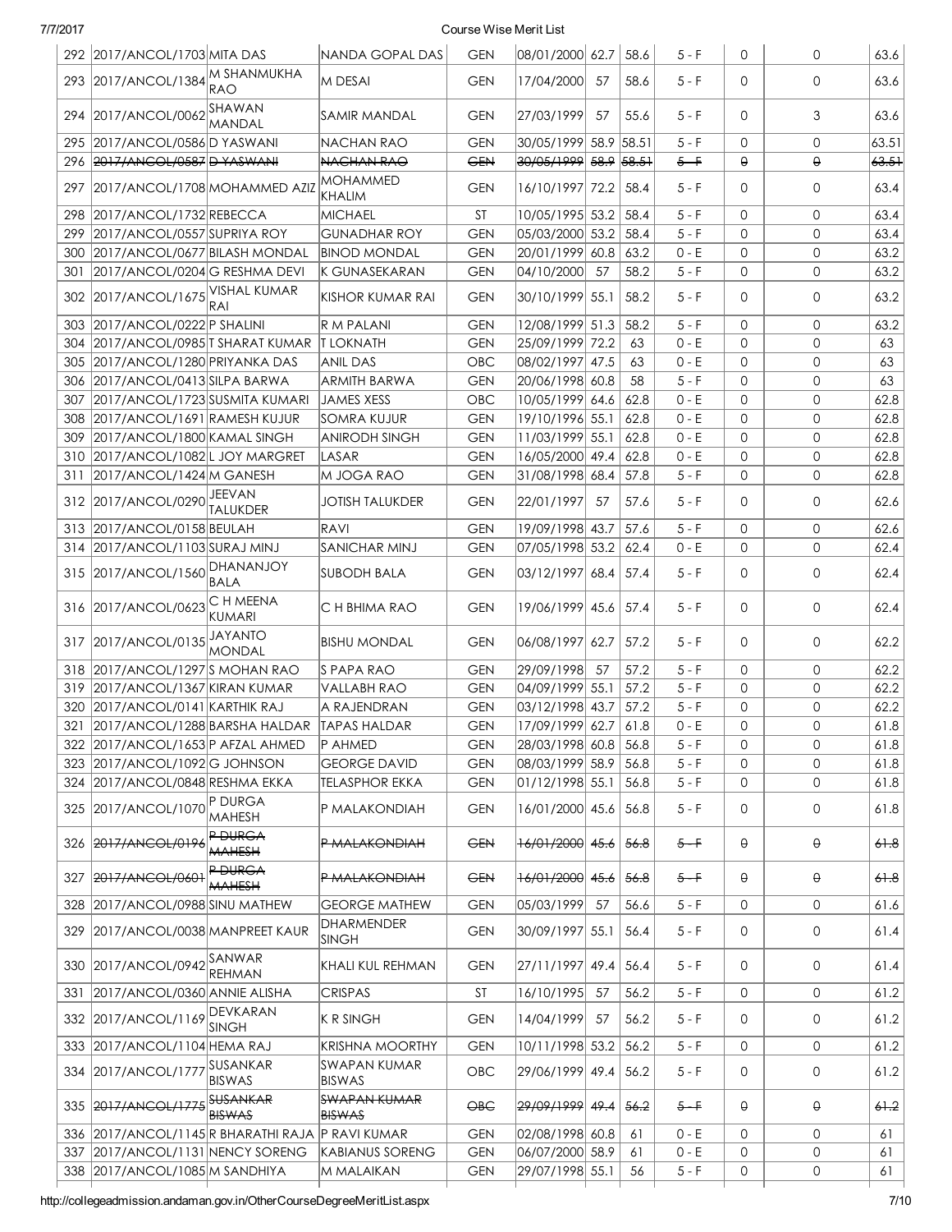| 292 | 2017/ANCOL/1703 | MITA DAS | NANDA GOPAL DAS | GEN | 08/01/2000 | 62.7 | 58.6 | 5 - F | 0 | 0 | 63.6 |
|---|---|---|---|---|---|---|---|---|---|---|---|
| 293 | 2017/ANCOL/1384 | M SHANMUKHA RAO | M DESAI | GEN | 17/04/2000 | 57 | 58.6 | 5 - F | 0 | 0 | 63.6 |
| 294 | 2017/ANCOL/0062 | SHAWAN MANDAL | SAMIR MANDAL | GEN | 27/03/1999 | 57 | 55.6 | 5 - F | 0 | 3 | 63.6 |
| 295 | 2017/ANCOL/0586 | D YASWANI | NACHAN RAO | GEN | 30/05/1999 | 58.9 | 58.51 | 5 - F | 0 | 0 | 63.51 |
| 296 | ~~2017/ANCOL/0587~~ | ~~D YASWANI~~ | ~~NACHAN RAO~~ | ~~GEN~~ | ~~30/05/1999~~ | ~~58.9~~ | ~~58.51~~ | ~~5 - F~~ | ~~0~~ | ~~0~~ | ~~63.51~~ |
| 297 | 2017/ANCOL/1708 | MOHAMMED AZIZ | MOHAMMED KHALIM | GEN | 16/10/1997 | 72.2 | 58.4 | 5 - F | 0 | 0 | 63.4 |
| 298 | 2017/ANCOL/1732 | REBECCA | MICHAEL | ST | 10/05/1995 | 53.2 | 58.4 | 5 - F | 0 | 0 | 63.4 |
| 299 | 2017/ANCOL/0557 | SUPRIYA ROY | GUNADHAR ROY | GEN | 05/03/2000 | 53.2 | 58.4 | 5 - F | 0 | 0 | 63.4 |
| 300 | 2017/ANCOL/0677 | BILASH MONDAL | BINOD MONDAL | GEN | 20/01/1999 | 60.8 | 63.2 | 0 - E | 0 | 0 | 63.2 |
| 301 | 2017/ANCOL/0204 | G RESHMA DEVI | K GUNASEKARAN | GEN | 04/10/2000 | 57 | 58.2 | 5 - F | 0 | 0 | 63.2 |
| 302 | 2017/ANCOL/1675 | VISHAL KUMAR RAI | KISHOR KUMAR RAI | GEN | 30/10/1999 | 55.1 | 58.2 | 5 - F | 0 | 0 | 63.2 |
| 303 | 2017/ANCOL/0222 | P SHALINI | R M PALANI | GEN | 12/08/1999 | 51.3 | 58.2 | 5 - F | 0 | 0 | 63.2 |
| 304 | 2017/ANCOL/0985 | T SHARAT KUMAR | T LOKNATH | GEN | 25/09/1999 | 72.2 | 63 | 0 - E | 0 | 0 | 63 |
| 305 | 2017/ANCOL/1280 | PRIYANKA DAS | ANIL DAS | OBC | 08/02/1997 | 47.5 | 63 | 0 - E | 0 | 0 | 63 |
| 306 | 2017/ANCOL/0413 | SILPA BARWA | ARMITH BARWA | GEN | 20/06/1998 | 60.8 | 58 | 5 - F | 0 | 0 | 63 |
| 307 | 2017/ANCOL/1723 | SUSMITA KUMARI | JAMES XESS | OBC | 10/05/1999 | 64.6 | 62.8 | 0 - E | 0 | 0 | 62.8 |
| 308 | 2017/ANCOL/1691 | RAMESH KUJUR | SOMRA KUJUR | GEN | 19/10/1996 | 55.1 | 62.8 | 0 - E | 0 | 0 | 62.8 |
| 309 | 2017/ANCOL/1800 | KAMAL SINGH | ANIRODH SINGH | GEN | 11/03/1999 | 55.1 | 62.8 | 0 - E | 0 | 0 | 62.8 |
| 310 | 2017/ANCOL/1082 | L JOY MARGRET | LASAR | GEN | 16/05/2000 | 49.4 | 62.8 | 0 - E | 0 | 0 | 62.8 |
| 311 | 2017/ANCOL/1424 | M GANESH | M JOGA RAO | GEN | 31/08/1998 | 68.4 | 57.8 | 5 - F | 0 | 0 | 62.8 |
| 312 | 2017/ANCOL/0290 | JEEVAN TALUKDER | JOTISH TALUKDER | GEN | 22/01/1997 | 57 | 57.6 | 5 - F | 0 | 0 | 62.6 |
| 313 | 2017/ANCOL/0158 | BEULAH | RAVI | GEN | 19/09/1998 | 43.7 | 57.6 | 5 - F | 0 | 0 | 62.6 |
| 314 | 2017/ANCOL/1103 | SURAJ MINJ | SANICHAR MINJ | GEN | 07/05/1998 | 53.2 | 62.4 | 0 - E | 0 | 0 | 62.4 |
| 315 | 2017/ANCOL/1560 | DHANANJOY BALA | SUBODH BALA | GEN | 03/12/1997 | 68.4 | 57.4 | 5 - F | 0 | 0 | 62.4 |
| 316 | 2017/ANCOL/0623 | C H MEENA KUMARI | C H BHIMA RAO | GEN | 19/06/1999 | 45.6 | 57.4 | 5 - F | 0 | 0 | 62.4 |
| 317 | 2017/ANCOL/0135 | JAYANTO MONDAL | BISHU MONDAL | GEN | 06/08/1997 | 62.7 | 57.2 | 5 - F | 0 | 0 | 62.2 |
| 318 | 2017/ANCOL/1297 | S MOHAN RAO | S PAPA RAO | GEN | 29/09/1998 | 57 | 57.2 | 5 - F | 0 | 0 | 62.2 |
| 319 | 2017/ANCOL/1367 | KIRAN KUMAR | VALLABH RAO | GEN | 04/09/1999 | 55.1 | 57.2 | 5 - F | 0 | 0 | 62.2 |
| 320 | 2017/ANCOL/0141 | KARTHIK RAJ | A RAJENDRAN | GEN | 03/12/1998 | 43.7 | 57.2 | 5 - F | 0 | 0 | 62.2 |
| 321 | 2017/ANCOL/1288 | BARSHA HALDAR | TAPAS HALDAR | GEN | 17/09/1999 | 62.7 | 61.8 | 0 - E | 0 | 0 | 61.8 |
| 322 | 2017/ANCOL/1653 | P AFZAL AHMED | P AHMED | GEN | 28/03/1998 | 60.8 | 56.8 | 5 - F | 0 | 0 | 61.8 |
| 323 | 2017/ANCOL/1092 | G JOHNSON | GEORGE DAVID | GEN | 08/03/1999 | 58.9 | 56.8 | 5 - F | 0 | 0 | 61.8 |
| 324 | 2017/ANCOL/0848 | RESHMA EKKA | TELASPHOR EKKA | GEN | 01/12/1998 | 55.1 | 56.8 | 5 - F | 0 | 0 | 61.8 |
| 325 | 2017/ANCOL/1070 | P DURGA MAHESH | P MALAKONDIAH | GEN | 16/01/2000 | 45.6 | 56.8 | 5 - F | 0 | 0 | 61.8 |
| 326 | ~~2017/ANCOL/0196~~ | ~~P DURGA MAHESH~~ | ~~P MALAKONDIAH~~ | ~~GEN~~ | ~~16/01/2000~~ | ~~45.6~~ | ~~56.8~~ | ~~5 - F~~ | ~~0~~ | ~~0~~ | ~~61.8~~ |
| 327 | ~~2017/ANCOL/0601~~ | ~~P DURGA MAHESH~~ | ~~P MALAKONDIAH~~ | ~~GEN~~ | ~~16/01/2000~~ | ~~45.6~~ | ~~56.8~~ | ~~5 - F~~ | ~~0~~ | ~~0~~ | ~~61.8~~ |
| 328 | 2017/ANCOL/0988 | SINU MATHEW | GEORGE MATHEW | GEN | 05/03/1999 | 57 | 56.6 | 5 - F | 0 | 0 | 61.6 |
| 329 | 2017/ANCOL/0038 | MANPREET KAUR | DHARMENDER SINGH | GEN | 30/09/1997 | 55.1 | 56.4 | 5 - F | 0 | 0 | 61.4 |
| 330 | 2017/ANCOL/0942 | SANWAR REHMAN | KHALI KUL REHMAN | GEN | 27/11/1997 | 49.4 | 56.4 | 5 - F | 0 | 0 | 61.4 |
| 331 | 2017/ANCOL/0360 | ANNIE ALISHA | CRISPAS | ST | 16/10/1995 | 57 | 56.2 | 5 - F | 0 | 0 | 61.2 |
| 332 | 2017/ANCOL/1169 | DEVKARAN SINGH | K R SINGH | GEN | 14/04/1999 | 57 | 56.2 | 5 - F | 0 | 0 | 61.2 |
| 333 | 2017/ANCOL/1104 | HEMA RAJ | KRISHNA MOORTHY | GEN | 10/11/1998 | 53.2 | 56.2 | 5 - F | 0 | 0 | 61.2 |
| 334 | 2017/ANCOL/1777 | SUSANKAR BISWAS | SWAPAN KUMAR BISWAS | OBC | 29/06/1999 | 49.4 | 56.2 | 5 - F | 0 | 0 | 61.2 |
| 335 | ~~2017/ANCOL/1775~~ | ~~SUSANKAR BISWAS~~ | ~~SWAPAN KUMAR BISWAS~~ | ~~OBC~~ | ~~29/09/1999~~ | ~~49.4~~ | ~~56.2~~ | ~~5 - F~~ | ~~0~~ | ~~0~~ | ~~61.2~~ |
| 336 | 2017/ANCOL/1145 | R BHARATHI RAJA | P RAVI KUMAR | GEN | 02/08/1998 | 60.8 | 61 | 0 - E | 0 | 0 | 61 |
| 337 | 2017/ANCOL/1131 | NENCY SORENG | KABIANUS SORENG | GEN | 06/07/2000 | 58.9 | 61 | 0 - E | 0 | 0 | 61 |
| 338 | 2017/ANCOL/1085 | M SANDHIYA | M MALAIKAN | GEN | 29/07/1998 | 55.1 | 56 | 5 - F | 0 | 0 | 61 |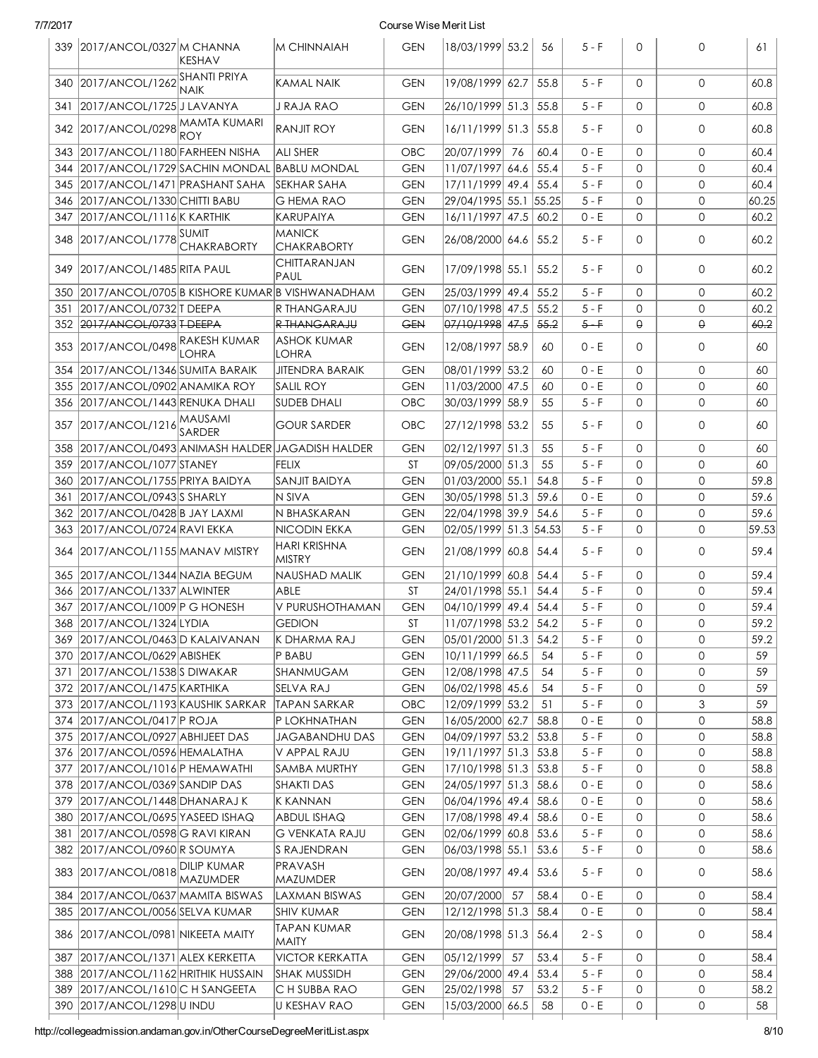| 339 | 2017/ANCOL/0327 | M CHANNA KESHAV | M CHINNAIAH | GEN | 18/03/1999 | 53.2 | 56 | 5 - F | 0 | 0 | 61 |
|---|---|---|---|---|---|---|---|---|---|---|---|
| 340 | 2017/ANCOL/1262 | SHANTI PRIYA NAIK | KAMAL NAIK | GEN | 19/08/1999 | 62.7 | 55.8 | 5 - F | 0 | 0 | 60.8 |
| 341 | 2017/ANCOL/1725 | J LAVANYA | J RAJA RAO | GEN | 26/10/1999 | 51.3 | 55.8 | 5 - F | 0 | 0 | 60.8 |
| 342 | 2017/ANCOL/0298 | MAMTA KUMARI ROY | RANJIT ROY | GEN | 16/11/1999 | 51.3 | 55.8 | 5 - F | 0 | 0 | 60.8 |
| 343 | 2017/ANCOL/1180 | FARHEEN NISHA | ALI SHER | OBC | 20/07/1999 | 76 | 60.4 | 0 - E | 0 | 0 | 60.4 |
| 344 | 2017/ANCOL/1729 | SACHIN MONDAL | BABLU MONDAL | GEN | 11/07/1997 | 64.6 | 55.4 | 5 - F | 0 | 0 | 60.4 |
| 345 | 2017/ANCOL/1471 | PRASHANT SAHA | SEKHAR SAHA | GEN | 17/11/1999 | 49.4 | 55.4 | 5 - F | 0 | 0 | 60.4 |
| 346 | 2017/ANCOL/1330 | CHITTI BABU | G HEMA RAO | GEN | 29/04/1995 | 55.1 | 55.25 | 5 - F | 0 | 0 | 60.25 |
| 347 | 2017/ANCOL/1116 | K KARTHIK | KARUPAIYA | GEN | 16/11/1997 | 47.5 | 60.2 | 0 - E | 0 | 0 | 60.2 |
| 348 | 2017/ANCOL/1778 | SUMIT CHAKRABORTY | MANICK CHAKRABORTY | GEN | 26/08/2000 | 64.6 | 55.2 | 5 - F | 0 | 0 | 60.2 |
| 349 | 2017/ANCOL/1485 | RITA PAUL | CHITTARANJAN PAUL | GEN | 17/09/1998 | 55.1 | 55.2 | 5 - F | 0 | 0 | 60.2 |
| 350 | 2017/ANCOL/0705 | B KISHORE KUMAR | B VISHWANADHAM | GEN | 25/03/1999 | 49.4 | 55.2 | 5 - F | 0 | 0 | 60.2 |
| 351 | 2017/ANCOL/0732 | T DEEPA | R THANGARAJU | GEN | 07/10/1998 | 47.5 | 55.2 | 5 - F | 0 | 0 | 60.2 |
| 352 | ~~2017/ANCOL/0733~~ | ~~T DEEPA~~ | ~~R THANGARAJU~~ | ~~GEN~~ | ~~07/10/1998~~ | ~~47.5~~ | ~~55.2~~ | ~~5 - F~~ | ~~0~~ | ~~0~~ | ~~60.2~~ |
| 353 | 2017/ANCOL/0498 | RAKESH KUMAR LOHRA | ASHOK KUMAR LOHRA | GEN | 12/08/1997 | 58.9 | 60 | 0 - E | 0 | 0 | 60 |
| 354 | 2017/ANCOL/1346 | SUMITA BARAIK | JITENDRA BARAIK | GEN | 08/01/1999 | 53.2 | 60 | 0 - E | 0 | 0 | 60 |
| 355 | 2017/ANCOL/0902 | ANAMIKA ROY | SALIL ROY | GEN | 11/03/2000 | 47.5 | 60 | 0 - E | 0 | 0 | 60 |
| 356 | 2017/ANCOL/1443 | RENUKA DHALI | SUDEB DHALI | OBC | 30/03/1999 | 58.9 | 55 | 5 - F | 0 | 0 | 60 |
| 357 | 2017/ANCOL/1216 | MAUSAMI SARDER | GOUR SARDER | OBC | 27/12/1998 | 53.2 | 55 | 5 - F | 0 | 0 | 60 |
| 358 | 2017/ANCOL/0493 | ANIMASH HALDER | JAGADISH HALDER | GEN | 02/12/1997 | 51.3 | 55 | 5 - F | 0 | 0 | 60 |
| 359 | 2017/ANCOL/1077 | STANEY | FELIX | ST | 09/05/2000 | 51.3 | 55 | 5 - F | 0 | 0 | 60 |
| 360 | 2017/ANCOL/1755 | PRIYA BAIDYA | SANJIT BAIDYA | GEN | 01/03/2000 | 55.1 | 54.8 | 5 - F | 0 | 0 | 59.8 |
| 361 | 2017/ANCOL/0943 | S SHARLY | N SIVA | GEN | 30/05/1998 | 51.3 | 59.6 | 0 - E | 0 | 0 | 59.6 |
| 362 | 2017/ANCOL/0428 | B JAY LAXMI | N BHASKARAN | GEN | 22/04/1998 | 39.9 | 54.6 | 5 - F | 0 | 0 | 59.6 |
| 363 | 2017/ANCOL/0724 | RAVI EKKA | NICODIN EKKA | GEN | 02/05/1999 | 51.3 | 54.53 | 5 - F | 0 | 0 | 59.53 |
| 364 | 2017/ANCOL/1155 | MANAV MISTRY | HARI KRISHNA MISTRY | GEN | 21/08/1999 | 60.8 | 54.4 | 5 - F | 0 | 0 | 59.4 |
| 365 | 2017/ANCOL/1344 | NAZIA BEGUM | NAUSHAD MALIK | GEN | 21/10/1999 | 60.8 | 54.4 | 5 - F | 0 | 0 | 59.4 |
| 366 | 2017/ANCOL/1337 | ALWINTER | ABLE | ST | 24/01/1998 | 55.1 | 54.4 | 5 - F | 0 | 0 | 59.4 |
| 367 | 2017/ANCOL/1009 | P G HONESH | V PURUSHOTHAMAN | GEN | 04/10/1999 | 49.4 | 54.4 | 5 - F | 0 | 0 | 59.4 |
| 368 | 2017/ANCOL/1324 | LYDIA | GEDION | ST | 11/07/1998 | 53.2 | 54.2 | 5 - F | 0 | 0 | 59.2 |
| 369 | 2017/ANCOL/0463 | D KALAIVANAN | K DHARMA RAJ | GEN | 05/01/2000 | 51.3 | 54.2 | 5 - F | 0 | 0 | 59.2 |
| 370 | 2017/ANCOL/0629 | ABISHEK | P BABU | GEN | 10/11/1999 | 66.5 | 54 | 5 - F | 0 | 0 | 59 |
| 371 | 2017/ANCOL/1538 | S DIWAKAR | SHANMUGAM | GEN | 12/08/1998 | 47.5 | 54 | 5 - F | 0 | 0 | 59 |
| 372 | 2017/ANCOL/1475 | KARTHIKA | SELVA RAJ | GEN | 06/02/1998 | 45.6 | 54 | 5 - F | 0 | 0 | 59 |
| 373 | 2017/ANCOL/1193 | KAUSHIK SARKAR | TAPAN SARKAR | OBC | 12/09/1999 | 53.2 | 51 | 5 - F | 0 | 3 | 59 |
| 374 | 2017/ANCOL/0417 | P ROJA | P LOKHNATHAN | GEN | 16/05/2000 | 62.7 | 58.8 | 0 - E | 0 | 0 | 58.8 |
| 375 | 2017/ANCOL/0927 | ABHIJEET DAS | JAGABANDHU DAS | GEN | 04/09/1997 | 53.2 | 53.8 | 5 - F | 0 | 0 | 58.8 |
| 376 | 2017/ANCOL/0596 | HEMALATHA | V APPAL RAJU | GEN | 19/11/1997 | 51.3 | 53.8 | 5 - F | 0 | 0 | 58.8 |
| 377 | 2017/ANCOL/1016 | P HEMAWATHI | SAMBA MURTHY | GEN | 17/10/1998 | 51.3 | 53.8 | 5 - F | 0 | 0 | 58.8 |
| 378 | 2017/ANCOL/0369 | SANDIP DAS | SHAKTI DAS | GEN | 24/05/1997 | 51.3 | 58.6 | 0 - E | 0 | 0 | 58.6 |
| 379 | 2017/ANCOL/1448 | DHANARAJ K | K KANNAN | GEN | 06/04/1996 | 49.4 | 58.6 | 0 - E | 0 | 0 | 58.6 |
| 380 | 2017/ANCOL/0695 | YASEED ISHAQ | ABDUL ISHAQ | GEN | 17/08/1998 | 49.4 | 58.6 | 0 - E | 0 | 0 | 58.6 |
| 381 | 2017/ANCOL/0598 | G RAVI KIRAN | G VENKATA RAJU | GEN | 02/06/1999 | 60.8 | 53.6 | 5 - F | 0 | 0 | 58.6 |
| 382 | 2017/ANCOL/0960 | R SOUMYA | S RAJENDRAN | GEN | 06/03/1998 | 55.1 | 53.6 | 5 - F | 0 | 0 | 58.6 |
| 383 | 2017/ANCOL/0818 | DILIP KUMAR MAZUMDER | PRAVASH MAZUMDER | GEN | 20/08/1997 | 49.4 | 53.6 | 5 - F | 0 | 0 | 58.6 |
| 384 | 2017/ANCOL/0637 | MAMITA BISWAS | LAXMAN BISWAS | GEN | 20/07/2000 | 57 | 58.4 | 0 - E | 0 | 0 | 58.4 |
| 385 | 2017/ANCOL/0056 | SELVA KUMAR | SHIV KUMAR | GEN | 12/12/1998 | 51.3 | 58.4 | 0 - E | 0 | 0 | 58.4 |
| 386 | 2017/ANCOL/0981 | NIKEETA MAITY | TAPAN KUMAR MAITY | GEN | 20/08/1998 | 51.3 | 56.4 | 2 - S | 0 | 0 | 58.4 |
| 387 | 2017/ANCOL/1371 | ALEX KERKETTA | VICTOR KERKATTA | GEN | 05/12/1999 | 57 | 53.4 | 5 - F | 0 | 0 | 58.4 |
| 388 | 2017/ANCOL/1162 | HRITHIK HUSSAIN | SHAK MUSSIDH | GEN | 29/06/2000 | 49.4 | 53.4 | 5 - F | 0 | 0 | 58.4 |
| 389 | 2017/ANCOL/1610 | C H SANGEETA | C H SUBBA RAO | GEN | 25/02/1998 | 57 | 53.2 | 5 - F | 0 | 0 | 58.2 |
| 390 | 2017/ANCOL/1298 | U INDU | U KESHAV RAO | GEN | 15/03/2000 | 66.5 | 58 | 0 - E | 0 | 0 | 58 |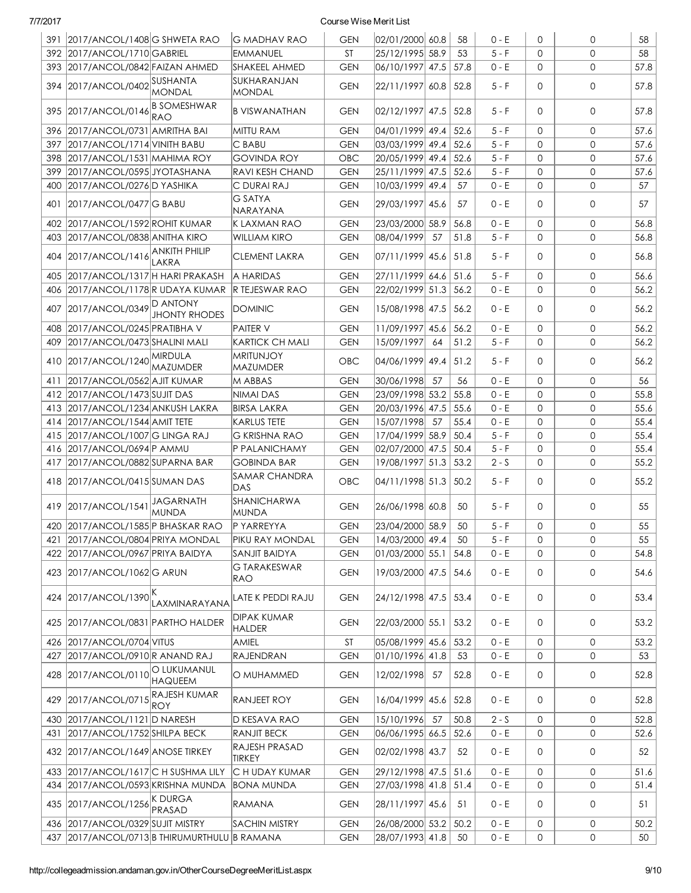| 391 | 2017/ANCOL/1408 | G SHWETA RAO | G MADHAV RAO | GEN | 02/01/2000 | 60.8 | 58 | 0 - E | 0 | 0 | 58 |
|---|---|---|---|---|---|---|---|---|---|---|---|
| 392 | 2017/ANCOL/1710 | GABRIEL | EMMANUEL | ST | 25/12/1995 | 58.9 | 53 | 5 - F | 0 | 0 | 58 |
| 393 | 2017/ANCOL/0842 | FAIZAN AHMED | SHAKEEL AHMED | GEN | 06/10/1997 | 47.5 | 57.8 | 0 - E | 0 | 0 | 57.8 |
| 394 | 2017/ANCOL/0402 | SUSHANTA MONDAL | SUKHARANJAN MONDAL | GEN | 22/11/1997 | 60.8 | 52.8 | 5 - F | 0 | 0 | 57.8 |
| 395 | 2017/ANCOL/0146 | B SOMESHWAR RAO | B VISWANATHAN | GEN | 02/12/1997 | 47.5 | 52.8 | 5 - F | 0 | 0 | 57.8 |
| 396 | 2017/ANCOL/0731 | AMRITHA BAI | MITTU RAM | GEN | 04/01/1999 | 49.4 | 52.6 | 5 - F | 0 | 0 | 57.6 |
| 397 | 2017/ANCOL/1714 | VINITH BABU | C BABU | GEN | 03/03/1999 | 49.4 | 52.6 | 5 - F | 0 | 0 | 57.6 |
| 398 | 2017/ANCOL/1531 | MAHIMA ROY | GOVINDA ROY | OBC | 20/05/1999 | 49.4 | 52.6 | 5 - F | 0 | 0 | 57.6 |
| 399 | 2017/ANCOL/0595 | JYOTASHANA | RAVI KESH CHAND | GEN | 25/11/1999 | 47.5 | 52.6 | 5 - F | 0 | 0 | 57.6 |
| 400 | 2017/ANCOL/0276 | D YASHIKA | C DURAI RAJ | GEN | 10/03/1999 | 49.4 | 57 | 0 - E | 0 | 0 | 57 |
| 401 | 2017/ANCOL/0477 | G BABU | G SATYA NARAYANA | GEN | 29/03/1997 | 45.6 | 57 | 0 - E | 0 | 0 | 57 |
| 402 | 2017/ANCOL/1592 | ROHIT KUMAR | K LAXMAN RAO | GEN | 23/03/2000 | 58.9 | 56.8 | 0 - E | 0 | 0 | 56.8 |
| 403 | 2017/ANCOL/0838 | ANITHA KIRO | WILLIAM KIRO | GEN | 08/04/1999 | 57 | 51.8 | 5 - F | 0 | 0 | 56.8 |
| 404 | 2017/ANCOL/1416 | ANKITH PHILIP LAKRA | CLEMENT LAKRA | GEN | 07/11/1999 | 45.6 | 51.8 | 5 - F | 0 | 0 | 56.8 |
| 405 | 2017/ANCOL/1317 | H HARI PRAKASH | A HARIDAS | GEN | 27/11/1999 | 64.6 | 51.6 | 5 - F | 0 | 0 | 56.6 |
| 406 | 2017/ANCOL/1178 | R UDAYA KUMAR | R TEJESWAR RAO | GEN | 22/02/1999 | 51.3 | 56.2 | 0 - E | 0 | 0 | 56.2 |
| 407 | 2017/ANCOL/0349 | D ANTONY JHONTY RHODES | DOMINIC | GEN | 15/08/1998 | 47.5 | 56.2 | 0 - E | 0 | 0 | 56.2 |
| 408 | 2017/ANCOL/0245 | PRATIBHA V | PAITER V | GEN | 11/09/1997 | 45.6 | 56.2 | 0 - E | 0 | 0 | 56.2 |
| 409 | 2017/ANCOL/0473 | SHALINI MALI | KARTICK CH MALI | GEN | 15/09/1997 | 64 | 51.2 | 5 - F | 0 | 0 | 56.2 |
| 410 | 2017/ANCOL/1240 | MIRDULA MAZUMDER | MRITUNJOY MAZUMDER | OBC | 04/06/1999 | 49.4 | 51.2 | 5 - F | 0 | 0 | 56.2 |
| 411 | 2017/ANCOL/0562 | AJIT KUMAR | M ABBAS | GEN | 30/06/1998 | 57 | 56 | 0 - E | 0 | 0 | 56 |
| 412 | 2017/ANCOL/1473 | SUJIT DAS | NIMAI DAS | GEN | 23/09/1998 | 53.2 | 55.8 | 0 - E | 0 | 0 | 55.8 |
| 413 | 2017/ANCOL/1234 | ANKUSH LAKRA | BIRSA LAKRA | GEN | 20/03/1996 | 47.5 | 55.6 | 0 - E | 0 | 0 | 55.6 |
| 414 | 2017/ANCOL/1544 | AMIT TETE | KARLUS TETE | GEN | 15/07/1998 | 57 | 55.4 | 0 - E | 0 | 0 | 55.4 |
| 415 | 2017/ANCOL/1007 | G LINGA RAJ | G KRISHNA RAO | GEN | 17/04/1999 | 58.9 | 50.4 | 5 - F | 0 | 0 | 55.4 |
| 416 | 2017/ANCOL/0694 | P AMMU | P PALANICHAMY | GEN | 02/07/2000 | 47.5 | 50.4 | 5 - F | 0 | 0 | 55.4 |
| 417 | 2017/ANCOL/0882 | SUPARNA BAR | GOBINDA BAR | GEN | 19/08/1997 | 51.3 | 53.2 | 2 - S | 0 | 0 | 55.2 |
| 418 | 2017/ANCOL/0415 | SUMAN DAS | SAMAR CHANDRA DAS | OBC | 04/11/1998 | 51.3 | 50.2 | 5 - F | 0 | 0 | 55.2 |
| 419 | 2017/ANCOL/1541 | JAGARNATH MUNDA | SHANICHARWA MUNDA | GEN | 26/06/1998 | 60.8 | 50 | 5 - F | 0 | 0 | 55 |
| 420 | 2017/ANCOL/1585 | P BHASKAR RAO | P YARREYYA | GEN | 23/04/2000 | 58.9 | 50 | 5 - F | 0 | 0 | 55 |
| 421 | 2017/ANCOL/0804 | PRIYA MONDAL | PIKU RAY MONDAL | GEN | 14/03/2000 | 49.4 | 50 | 5 - F | 0 | 0 | 55 |
| 422 | 2017/ANCOL/0967 | PRIYA BAIDYA | SANJIT BAIDYA | GEN | 01/03/2000 | 55.1 | 54.8 | 0 - E | 0 | 0 | 54.8 |
| 423 | 2017/ANCOL/1062 | G ARUN | G TARAKESWAR RAO | GEN | 19/03/2000 | 47.5 | 54.6 | 0 - E | 0 | 0 | 54.6 |
| 424 | 2017/ANCOL/1390 | K LAXMINARAYANA | LATE K PEDDI RAJU | GEN | 24/12/1998 | 47.5 | 53.4 | 0 - E | 0 | 0 | 53.4 |
| 425 | 2017/ANCOL/0831 | PARTHO HALDER | DIPAK KUMAR HALDER | GEN | 22/03/2000 | 55.1 | 53.2 | 0 - E | 0 | 0 | 53.2 |
| 426 | 2017/ANCOL/0704 | VITUS | AMIEL | ST | 05/08/1999 | 45.6 | 53.2 | 0 - E | 0 | 0 | 53.2 |
| 427 | 2017/ANCOL/0910 | R ANAND RAJ | RAJENDRAN | GEN | 01/10/1996 | 41.8 | 53 | 0 - E | 0 | 0 | 53 |
| 428 | 2017/ANCOL/0110 | O LUKUMANUL HAQUEEM | O MUHAMMED | GEN | 12/02/1998 | 57 | 52.8 | 0 - E | 0 | 0 | 52.8 |
| 429 | 2017/ANCOL/0715 | RAJESH KUMAR ROY | RANJEET ROY | GEN | 16/04/1999 | 45.6 | 52.8 | 0 - E | 0 | 0 | 52.8 |
| 430 | 2017/ANCOL/1121 | D NARESH | D KESAVA RAO | GEN | 15/10/1996 | 57 | 50.8 | 2 - S | 0 | 0 | 52.8 |
| 431 | 2017/ANCOL/1752 | SHILPA BECK | RANJIT BECK | GEN | 06/06/1995 | 66.5 | 52.6 | 0 - E | 0 | 0 | 52.6 |
| 432 | 2017/ANCOL/1649 | ANOSE TIRKEY | RAJESH PRASAD TIRKEY | GEN | 02/02/1998 | 43.7 | 52 | 0 - E | 0 | 0 | 52 |
| 433 | 2017/ANCOL/1617 | C H SUSHMA LILY | C H UDAY KUMAR | GEN | 29/12/1998 | 47.5 | 51.6 | 0 - E | 0 | 0 | 51.6 |
| 434 | 2017/ANCOL/0593 | KRISHNA MUNDA | BONA MUNDA | GEN | 27/03/1998 | 41.8 | 51.4 | 0 - E | 0 | 0 | 51.4 |
| 435 | 2017/ANCOL/1256 | K DURGA PRASAD | RAMANA | GEN | 28/11/1997 | 45.6 | 51 | 0 - E | 0 | 0 | 51 |
| 436 | 2017/ANCOL/0329 | SUJIT MISTRY | SACHIN MISTRY | GEN | 26/08/2000 | 53.2 | 50.2 | 0 - E | 0 | 0 | 50.2 |
| 437 | 2017/ANCOL/0713 | B THIRUMURTHULU | B RAMANA | GEN | 28/07/1993 | 41.8 | 50 | 0 - E | 0 | 0 | 50 |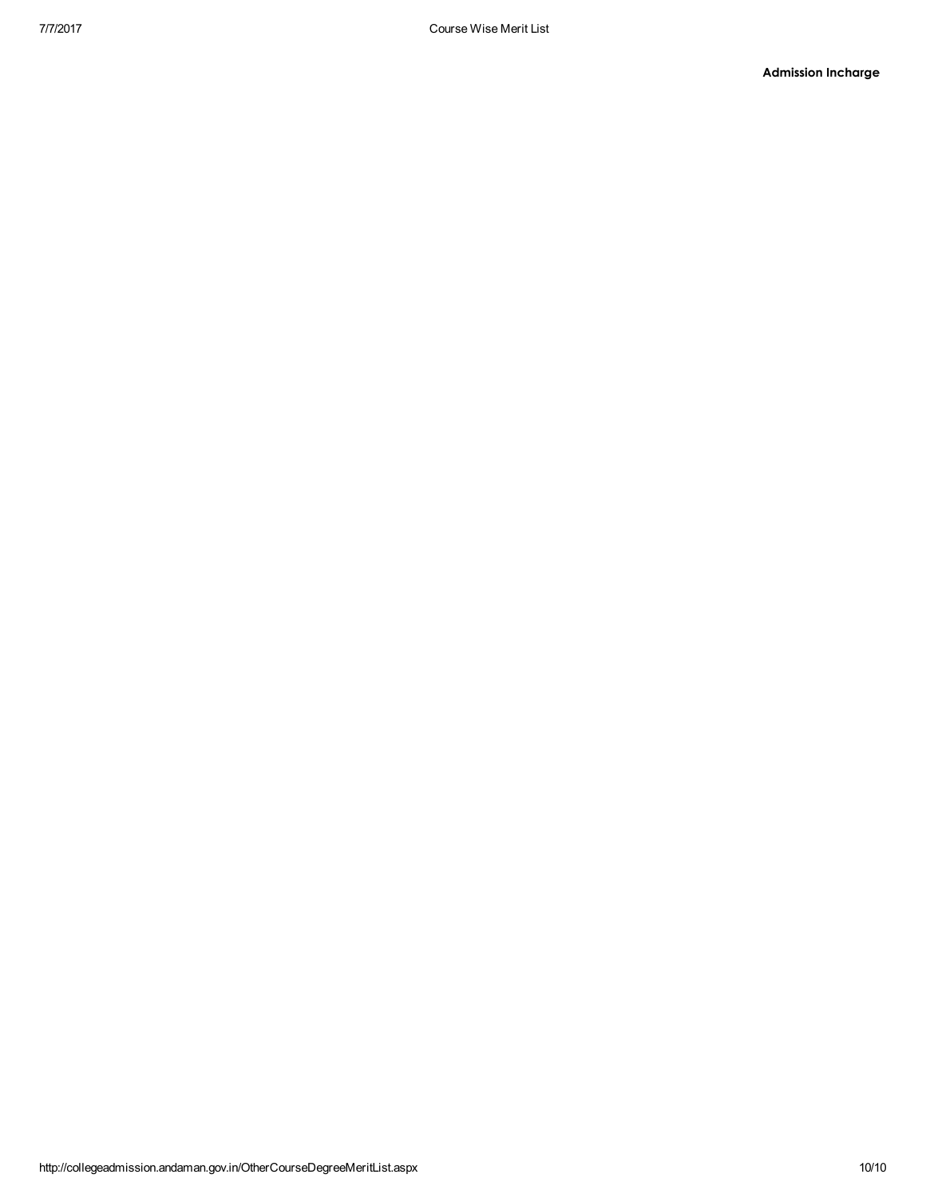**Admission Incharge**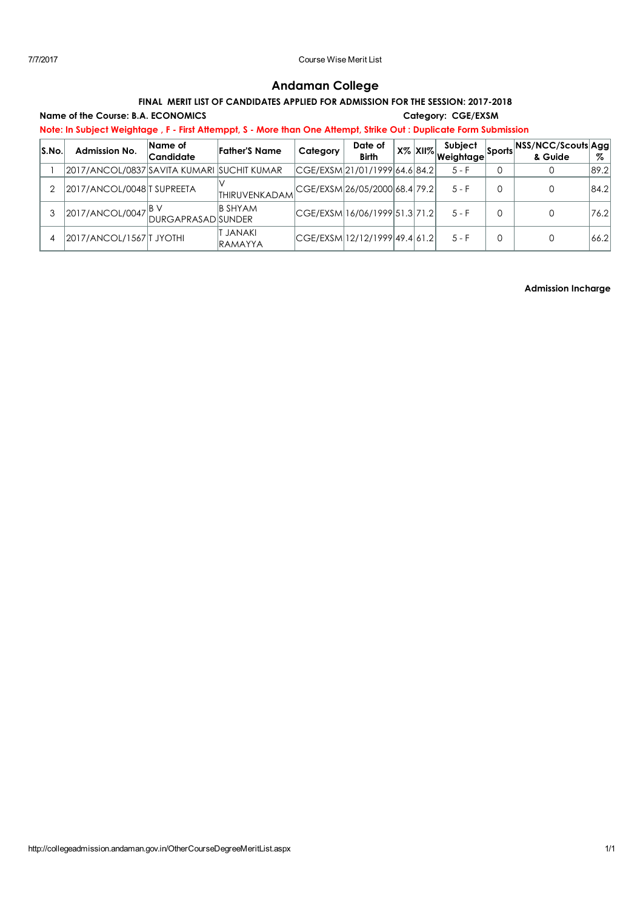# Andaman College

### FINAL MERIT LIST OF CANDIDATES APPLIED FOR ADMISSION FOR THE SESSION: 2017-2018

**Name of the Course: B.A. ECONOMICS** **Category: CGE/EXSM**

**Note: In Subject Weightage , F - First Atteemppt, S - More than One Attempt, Strike Out : Duplicate Form Submission**

| S.No. | Admission No. | Name of Candidate | Father'S Name | Category | Date of Birth | X% | XII% | Subject Weightage | Sports | NSS/NCC/Scouts & Guide | Agg % |
|---|---|---|---|---|---|---|---|---|---|---|---|
| 1 | 2017/ANCOL/0837 | SAVITA KUMARI | SUCHIT KUMAR | CGE/EXSM | 21/01/1999 | 64.6 | 84.2 | 5 - F | 0 | 0 | 89.2 |
| 2 | 2017/ANCOL/0048 | T SUPREETA | V THIRUVENKADAM | CGE/EXSM | 26/05/2000 | 68.4 | 79.2 | 5 - F | 0 | 0 | 84.2 |
| 3 | 2017/ANCOL/0047 | B V DURGAPRASAD | B SHYAM SUNDER | CGE/EXSM | 16/06/1999 | 51.3 | 71.2 | 5 - F | 0 | 0 | 76.2 |
| 4 | 2017/ANCOL/1567 | T JYOTHI | T JANAKI RAMAYYA | CGE/EXSM | 12/12/1999 | 49.4 | 61.2 | 5 - F | 0 | 0 | 66.2 |

**Admission Incharge**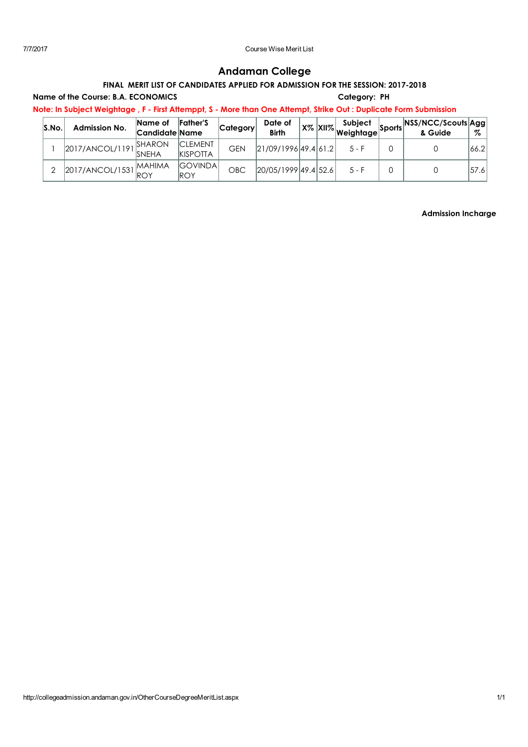# Andaman College

**FINAL MERIT LIST OF CANDIDATES APPLIED FOR ADMISSION FOR THE SESSION: 2017-2018**

**Name of the Course: B.A. ECONOMICS** **Category: PH**

**Note: In Subject Weightage , F - First Attemppt, S - More than One Attempt, Strike Out : Duplicate Form Submission**

| S.No. | Admission No. | Name of Candidate | Father'S Name | Category | Date of Birth | X% | XII% | Subject Weightage | Sports | NSS/NCC/Scouts & Guide | Agg % |
|---|---|---|---|---|---|---|---|---|---|---|---|
| 1 | 2017/ANCOL/1191 | SHARON SNEHA | CLEMENT KISPOTTA | GEN | 21/09/1996 | 49.4 | 61.2 | 5 - F | 0 | 0 | 66.2 |
| 2 | 2017/ANCOL/1531 | MAHIMA ROY | GOVINDA ROY | OBC | 20/05/1999 | 49.4 | 52.6 | 5 - F | 0 | 0 | 57.6 |

**Admission Incharge**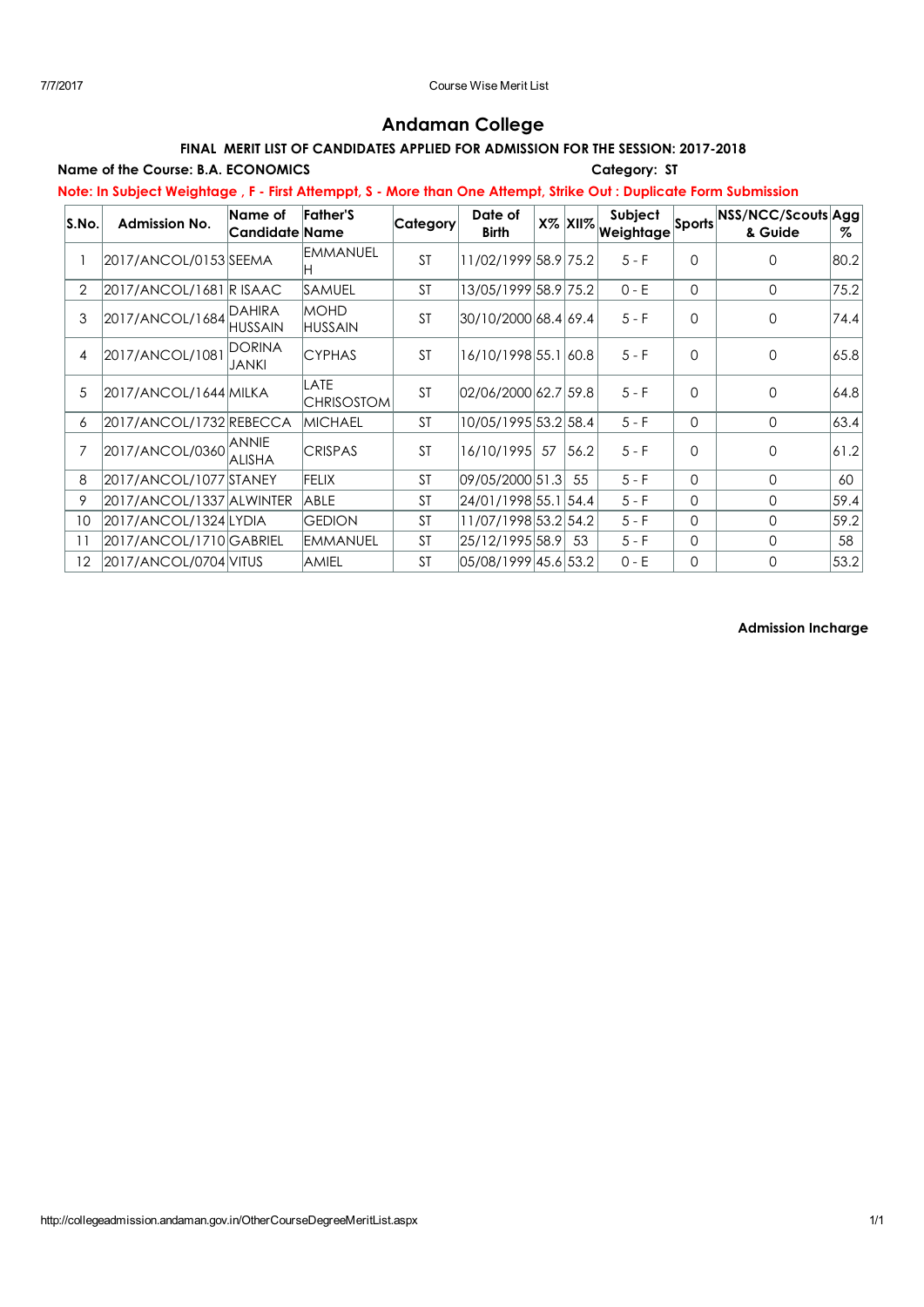# Andaman College

### FINAL MERIT LIST OF CANDIDATES APPLIED FOR ADMISSION FOR THE SESSION: 2017-2018

**Name of the Course: B.A. ECONOMICS** **Category: ST**

**Note: In Subject Weightage , F - First Attemppt, S - More than One Attempt, Strike Out : Duplicate Form Submission**

| S.No. | Admission No. | Name of Candidate | Father'S Name | Category | Date of Birth | X% | XII% | Subject Weightage | Sports | NSS/NCC/Scouts & Guide | Agg % |
|---|---|---|---|---|---|---|---|---|---|---|---|
| 1 | 2017/ANCOL/0153 | SEEMA | EMMANUEL H | ST | 11/02/1999 | 58.9 | 75.2 | 5 - F | 0 | 0 | 80.2 |
| 2 | 2017/ANCOL/1681 | R ISAAC | SAMUEL | ST | 13/05/1999 | 58.9 | 75.2 | 0 - E | 0 | 0 | 75.2 |
| 3 | 2017/ANCOL/1684 | DAHIRA HUSSAIN | MOHD HUSSAIN | ST | 30/10/2000 | 68.4 | 69.4 | 5 - F | 0 | 0 | 74.4 |
| 4 | 2017/ANCOL/1081 | DORINA JANKI | CYPHAS | ST | 16/10/1998 | 55.1 | 60.8 | 5 - F | 0 | 0 | 65.8 |
| 5 | 2017/ANCOL/1644 | MILKA | LATE CHRISOSTOM | ST | 02/06/2000 | 62.7 | 59.8 | 5 - F | 0 | 0 | 64.8 |
| 6 | 2017/ANCOL/1732 | REBECCA | MICHAEL | ST | 10/05/1995 | 53.2 | 58.4 | 5 - F | 0 | 0 | 63.4 |
| 7 | 2017/ANCOL/0360 | ANNIE ALISHA | CRISPAS | ST | 16/10/1995 | 57 | 56.2 | 5 - F | 0 | 0 | 61.2 |
| 8 | 2017/ANCOL/1077 | STANEY | FELIX | ST | 09/05/2000 | 51.3 | 55 | 5 - F | 0 | 0 | 60 |
| 9 | 2017/ANCOL/1337 | ALWINTER | ABLE | ST | 24/01/1998 | 55.1 | 54.4 | 5 - F | 0 | 0 | 59.4 |
| 10 | 2017/ANCOL/1324 | LYDIA | GEDION | ST | 11/07/1998 | 53.2 | 54.2 | 5 - F | 0 | 0 | 59.2 |
| 11 | 2017/ANCOL/1710 | GABRIEL | EMMANUEL | ST | 25/12/1995 | 58.9 | 53 | 5 - F | 0 | 0 | 58 |
| 12 | 2017/ANCOL/0704 | VITUS | AMIEL | ST | 05/08/1999 | 45.6 | 53.2 | 0 - E | 0 | 0 | 53.2 |

**Admission Incharge**